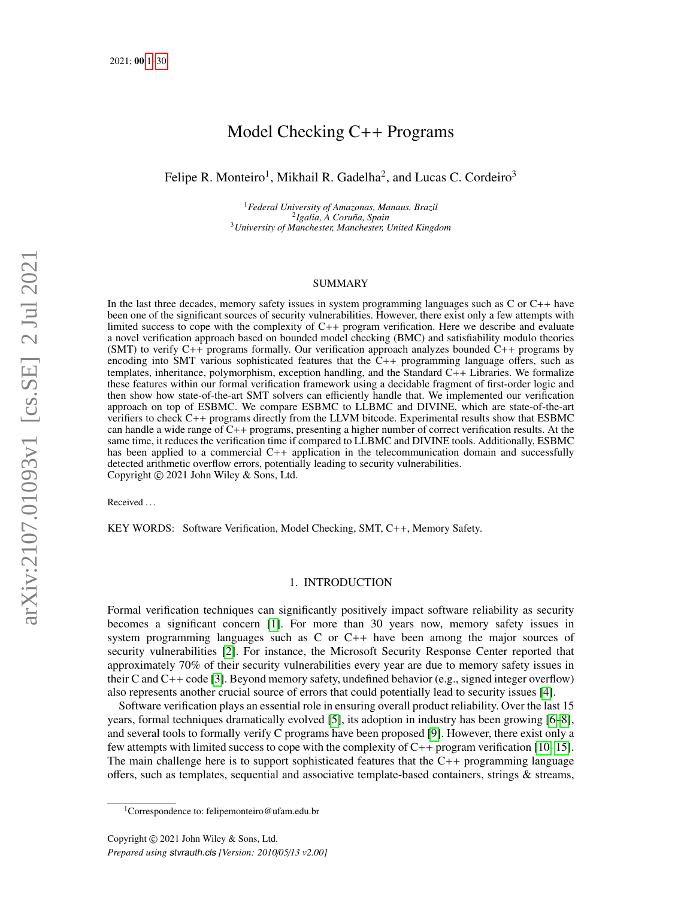# Model Checking C++ Programs

Felipe R. Monteiro[1], Mikhail R. Gadelha[2], and Lucas C. Cordeiro[3]

[1] *Federal University of Amazonas, Manaus, Brazil*
[2] *Igalia, A Coruña, Spain*
[3] *University of Manchester, Manchester, United Kingdom*

## SUMMARY

In the last three decades, memory safety issues in system programming languages such as C or C++ have been one of the significant sources of security vulnerabilities. However, there exist only a few attempts with limited success to cope with the complexity of C++ program verification. Here we describe and evaluate a novel verification approach based on bounded model checking (BMC) and satisfiability modulo theories (SMT) to verify C++ programs formally. Our verification approach analyzes bounded C++ programs by encoding into SMT various sophisticated features that the C++ programming language offers, such as templates, inheritance, polymorphism, exception handling, and the Standard C++ Libraries. We formalize these features within our formal verification framework using a decidable fragment of first-order logic and then show how state-of-the-art SMT solvers can efficiently handle that. We implemented our verification approach on top of ESBMC. We compare ESBMC to LLBMC and DIVINE, which are state-of-the-art verifiers to check C++ programs directly from the LLVM bitcode. Experimental results show that ESBMC can handle a wide range of C++ programs, presenting a higher number of correct verification results. At the same time, it reduces the verification time if compared to LLBMC and DIVINE tools. Additionally, ESBMC has been applied to a commercial C++ application in the telecommunication domain and successfully detected arithmetic overflow errors, potentially leading to security vulnerabilities.
Copyright © 2021 John Wiley & Sons, Ltd.

Received ...

KEY WORDS: Software Verification, Model Checking, SMT, C++, Memory Safety.

## 1. INTRODUCTION

Formal verification techniques can significantly positively impact software reliability as security becomes a significant concern [1]. For more than 30 years now, memory safety issues in system programming languages such as C or C++ have been among the major sources of security vulnerabilities [2]. For instance, the Microsoft Security Response Center reported that approximately 70% of their security vulnerabilities every year are due to memory safety issues in their C and C++ code [3]. Beyond memory safety, undefined behavior (e.g., signed integer overflow) also represents another crucial source of errors that could potentially lead to security issues [4].

Software verification plays an essential role in ensuring overall product reliability. Over the last 15 years, formal techniques dramatically evolved [5], its adoption in industry has been growing [6–8], and several tools to formally verify C programs have been proposed [9]. However, there exist only a few attempts with limited success to cope with the complexity of C++ program verification [10–15]. The main challenge here is to support sophisticated features that the C++ programming language offers, such as templates, sequential and associative template-based containers, strings & streams,

[1] Correspondence to: felipemonteiro@ufam.edu.br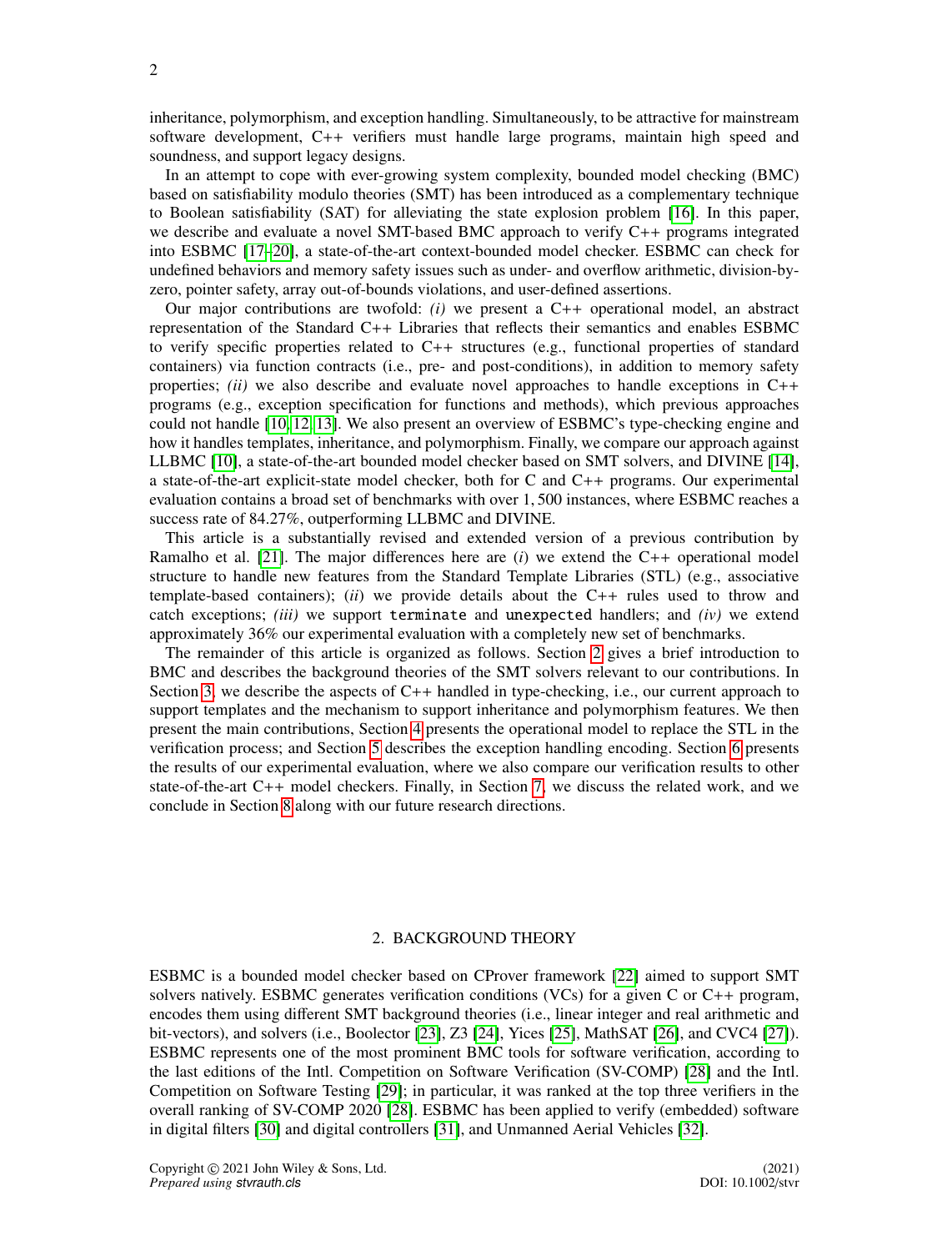inheritance, polymorphism, and exception handling. Simultaneously, to be attractive for mainstream software development, C++ verifiers must handle large programs, maintain high speed and soundness, and support legacy designs.

In an attempt to cope with ever-growing system complexity, bounded model checking (BMC) based on satisfiability modulo theories (SMT) has been introduced as a complementary technique to Boolean satisfiability (SAT) for alleviating the state explosion problem [16]. In this paper, we describe and evaluate a novel SMT-based BMC approach to verify C++ programs integrated into ESBMC [17–20], a state-of-the-art context-bounded model checker. ESBMC can check for undefined behaviors and memory safety issues such as under- and overflow arithmetic, division-by-zero, pointer safety, array out-of-bounds violations, and user-defined assertions.

Our major contributions are twofold: *(i)* we present a C++ operational model, an abstract representation of the Standard C++ Libraries that reflects their semantics and enables ESBMC to verify specific properties related to C++ structures (e.g., functional properties of standard containers) via function contracts (i.e., pre- and post-conditions), in addition to memory safety properties; *(ii)* we also describe and evaluate novel approaches to handle exceptions in C++ programs (e.g., exception specification for functions and methods), which previous approaches could not handle [10, 12, 13]. We also present an overview of ESBMC's type-checking engine and how it handles templates, inheritance, and polymorphism. Finally, we compare our approach against LLBMC [10], a state-of-the-art bounded model checker based on SMT solvers, and DIVINE [14], a state-of-the-art explicit-state model checker, both for C and C++ programs. Our experimental evaluation contains a broad set of benchmarks with over 1,500 instances, where ESBMC reaches a success rate of 84.27%, outperforming LLBMC and DIVINE.

This article is a substantially revised and extended version of a previous contribution by Ramalho et al. [21]. The major differences here are (*i*) we extend the C++ operational model structure to handle new features from the Standard Template Libraries (STL) (e.g., associative template-based containers); (*ii*) we provide details about the C++ rules used to throw and catch exceptions; *(iii)* we support `terminate` and `unexpected` handlers; and *(iv)* we extend approximately 36% our experimental evaluation with a completely new set of benchmarks.

The remainder of this article is organized as follows. Section 2 gives a brief introduction to BMC and describes the background theories of the SMT solvers relevant to our contributions. In Section 3, we describe the aspects of C++ handled in type-checking, i.e., our current approach to support templates and the mechanism to support inheritance and polymorphism features. We then present the main contributions, Section 4 presents the operational model to replace the STL in the verification process; and Section 5 describes the exception handling encoding. Section 6 presents the results of our experimental evaluation, where we also compare our verification results to other state-of-the-art C++ model checkers. Finally, in Section 7, we discuss the related work, and we conclude in Section 8 along with our future research directions.

## 2. BACKGROUND THEORY

ESBMC is a bounded model checker based on CProver framework [22] aimed to support SMT solvers natively. ESBMC generates verification conditions (VCs) for a given C or C++ program, encodes them using different SMT background theories (i.e., linear integer and real arithmetic and bit-vectors), and solvers (i.e., Boolector [23], Z3 [24], Yices [25], MathSAT [26], and CVC4 [27]). ESBMC represents one of the most prominent BMC tools for software verification, according to the last editions of the Intl. Competition on Software Verification (SV-COMP) [28] and the Intl. Competition on Software Testing [29]; in particular, it was ranked at the top three verifiers in the overall ranking of SV-COMP 2020 [28]. ESBMC has been applied to verify (embedded) software in digital filters [30] and digital controllers [31], and Unmanned Aerial Vehicles [32].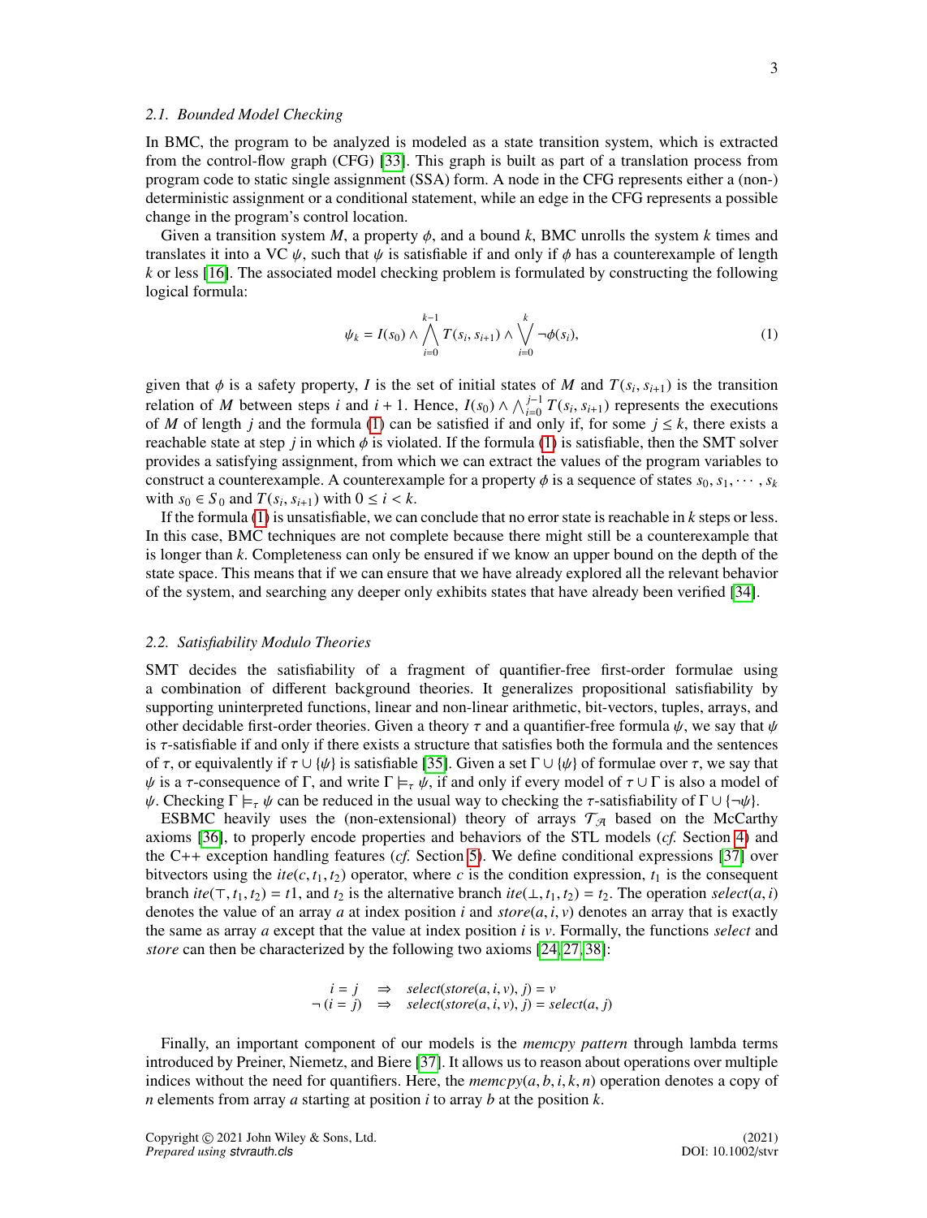### 2.1. Bounded Model Checking

In BMC, the program to be analyzed is modeled as a state transition system, which is extracted from the control-flow graph (CFG) [33]. This graph is built as part of a translation process from program code to static single assignment (SSA) form. A node in the CFG represents either a (non-) deterministic assignment or a conditional statement, while an edge in the CFG represents a possible change in the program's control location.

Given a transition system $M$, a property $\phi$, and a bound $k$, BMC unrolls the system $k$ times and translates it into a VC $\psi$, such that $\psi$ is satisfiable if and only if $\phi$ has a counterexample of length $k$ or less [16]. The associated model checking problem is formulated by constructing the following logical formula:

$$\psi_k = I(s_0) \wedge \bigwedge_{i=0}^{k-1} T(s_i, s_{i+1}) \wedge \bigvee_{i=0}^{k} \neg\phi(s_i), \tag{1}$$

given that $\phi$ is a safety property, $I$ is the set of initial states of $M$ and $T(s_i, s_{i+1})$ is the transition relation of $M$ between steps $i$ and $i+1$. Hence, $I(s_0) \wedge \bigwedge_{i=0}^{j-1} T(s_i, s_{i+1})$ represents the executions of $M$ of length $j$ and the formula (1) can be satisfied if and only if, for some $j \leq k$, there exists a reachable state at step $j$ in which $\phi$ is violated. If the formula (1) is satisfiable, then the SMT solver provides a satisfying assignment, from which we can extract the values of the program variables to construct a counterexample. A counterexample for a property $\phi$ is a sequence of states $s_0, s_1, \cdots, s_k$ with $s_0 \in S_0$ and $T(s_i, s_{i+1})$ with $0 \leq i < k$.

If the formula (1) is unsatisfiable, we can conclude that no error state is reachable in $k$ steps or less. In this case, BMC techniques are not complete because there might still be a counterexample that is longer than $k$. Completeness can only be ensured if we know an upper bound on the depth of the state space. This means that if we can ensure that we have already explored all the relevant behavior of the system, and searching any deeper only exhibits states that have already been verified [34].

### 2.2. Satisfiability Modulo Theories

SMT decides the satisfiability of a fragment of quantifier-free first-order formulae using a combination of different background theories. It generalizes propositional satisfiability by supporting uninterpreted functions, linear and non-linear arithmetic, bit-vectors, tuples, arrays, and other decidable first-order theories. Given a theory $\tau$ and a quantifier-free formula $\psi$, we say that $\psi$ is $\tau$-satisfiable if and only if there exists a structure that satisfies both the formula and the sentences of $\tau$, or equivalently if $\tau \cup \{\psi\}$ is satisfiable [35]. Given a set $\Gamma \cup \{\psi\}$ of formulae over $\tau$, we say that $\psi$ is a $\tau$-consequence of $\Gamma$, and write $\Gamma \models_\tau \psi$, if and only if every model of $\tau \cup \Gamma$ is also a model of $\psi$. Checking $\Gamma \models_\tau \psi$ can be reduced in the usual way to checking the $\tau$-satisfiability of $\Gamma \cup \{\neg\psi\}$.

ESBMC heavily uses the (non-extensional) theory of arrays $\mathcal{T}_\mathcal{A}$ based on the McCarthy axioms [36], to properly encode properties and behaviors of the STL models (*cf.* Section 4) and the C++ exception handling features (*cf.* Section 5). We define conditional expressions [37] over bitvectors using the $ite(c, t_1, t_2)$ operator, where $c$ is the condition expression, $t_1$ is the consequent branch $ite(\top, t_1, t_2) = t1$, and $t_2$ is the alternative branch $ite(\bot, t_1, t_2) = t_2$. The operation $select(a, i)$ denotes the value of an array $a$ at index position $i$ and $store(a, i, v)$ denotes an array that is exactly the same as array $a$ except that the value at index position $i$ is $v$. Formally, the functions *select* and *store* can then be characterized by the following two axioms [24, 27, 38]:

$$\begin{array}{rcl} i = j & \Rightarrow & select(store(a, i, v), j) = v \\ \neg\,(i = j) & \Rightarrow & select(store(a, i, v), j) = select(a, j) \end{array}$$

Finally, an important component of our models is the *memcpy pattern* through lambda terms introduced by Preiner, Niemetz, and Biere [37]. It allows us to reason about operations over multiple indices without the need for quantifiers. Here, the $memcpy(a, b, i, k, n)$ operation denotes a copy of $n$ elements from array $a$ starting at position $i$ to array $b$ at the position $k$.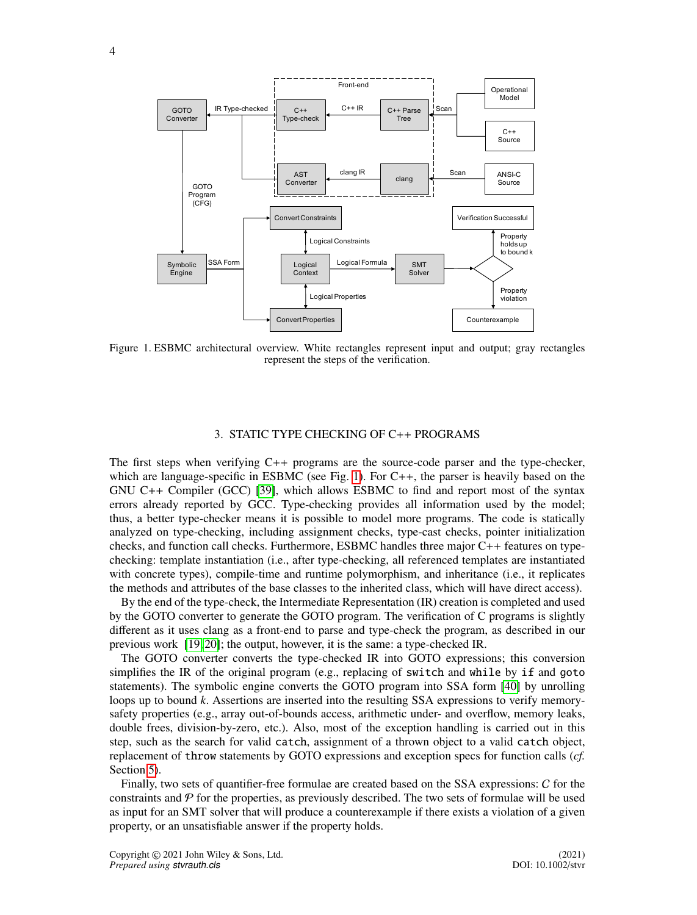Figure 1. ESBMC architectural overview. White rectangles represent input and output; gray rectangles represent the steps of the verification.

## 3. STATIC TYPE CHECKING OF C++ PROGRAMS

The first steps when verifying C++ programs are the source-code parser and the type-checker, which are language-specific in ESBMC (see Fig. 1). For C++, the parser is heavily based on the GNU C++ Compiler (GCC) [39], which allows ESBMC to find and report most of the syntax errors already reported by GCC. Type-checking provides all information used by the model; thus, a better type-checker means it is possible to model more programs. The code is statically analyzed on type-checking, including assignment checks, type-cast checks, pointer initialization checks, and function call checks. Furthermore, ESBMC handles three major C++ features on type-checking: template instantiation (i.e., after type-checking, all referenced templates are instantiated with concrete types), compile-time and runtime polymorphism, and inheritance (i.e., it replicates the methods and attributes of the base classes to the inherited class, which will have direct access).

By the end of the type-check, the Intermediate Representation (IR) creation is completed and used by the GOTO converter to generate the GOTO program. The verification of C programs is slightly different as it uses clang as a front-end to parse and type-check the program, as described in our previous work [19, 20]; the output, however, it is the same: a type-checked IR.

The GOTO converter converts the type-checked IR into GOTO expressions; this conversion simplifies the IR of the original program (e.g., replacing of `switch` and `while` by `if` and `goto` statements). The symbolic engine converts the GOTO program into SSA form [40] by unrolling loops up to bound $k$. Assertions are inserted into the resulting SSA expressions to verify memory-safety properties (e.g., array out-of-bounds access, arithmetic under- and overflow, memory leaks, double frees, division-by-zero, etc.). Also, most of the exception handling is carried out in this step, such as the search for valid `catch`, assignment of a thrown object to a valid `catch` object, replacement of `throw` statements by GOTO expressions and exception specs for function calls (*cf.* Section 5).

Finally, two sets of quantifier-free formulae are created based on the SSA expressions: $C$ for the constraints and $\mathcal{P}$ for the properties, as previously described. The two sets of formulae will be used as input for an SMT solver that will produce a counterexample if there exists a violation of a given property, or an unsatisfiable answer if the property holds.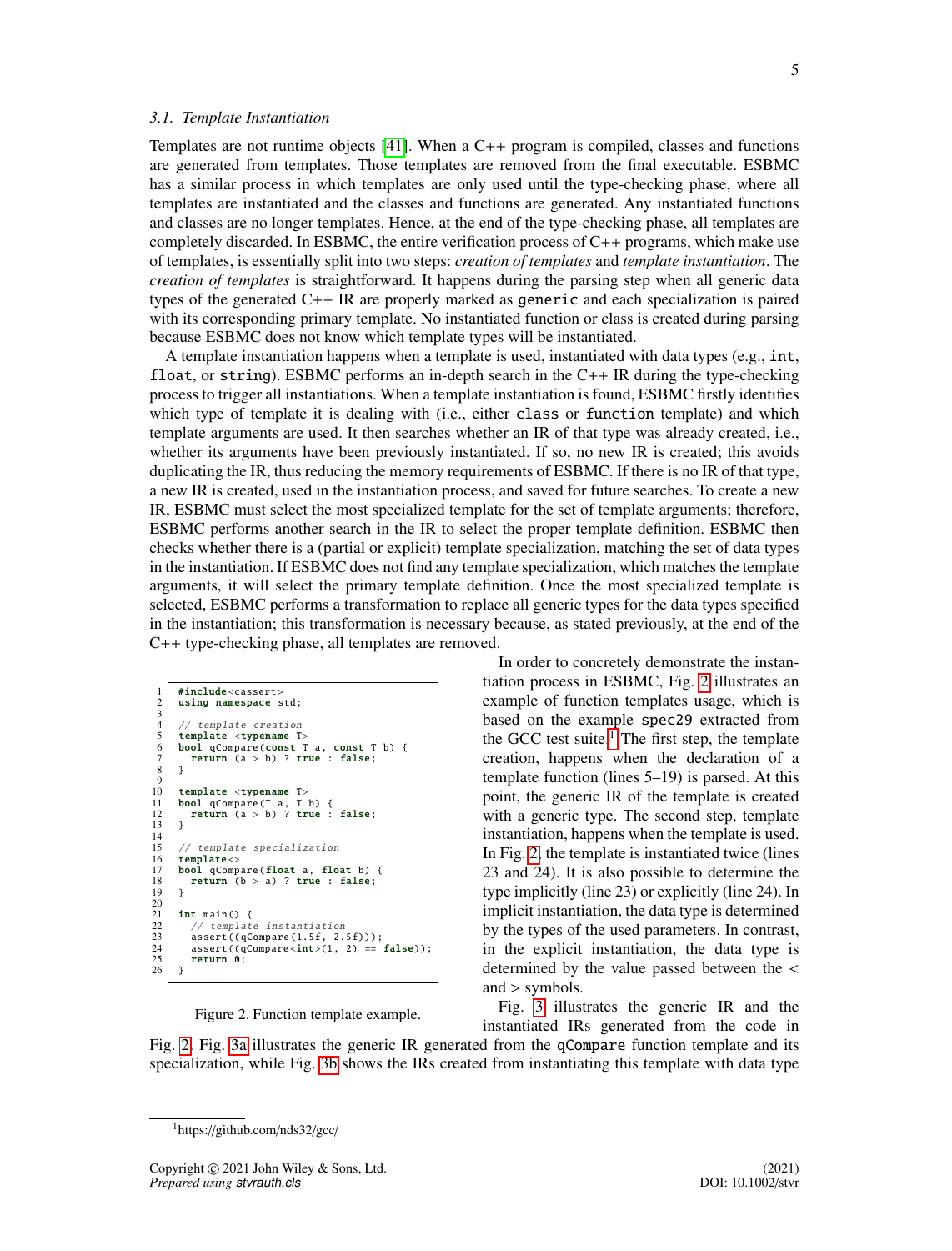### 3.1. Template Instantiation

Templates are not runtime objects [41]. When a C++ program is compiled, classes and functions are generated from templates. Those templates are removed from the final executable. ESBMC has a similar process in which templates are only used until the type-checking phase, where all templates are instantiated and the classes and functions are generated. Any instantiated functions and classes are no longer templates. Hence, at the end of the type-checking phase, all templates are completely discarded. In ESBMC, the entire verification process of C++ programs, which make use of templates, is essentially split into two steps: *creation of templates* and *template instantiation*. The *creation of templates* is straightforward. It happens during the parsing step when all generic data types of the generated C++ IR are properly marked as `generic` and each specialization is paired with its corresponding primary template. No instantiated function or class is created during parsing because ESBMC does not know which template types will be instantiated.

A template instantiation happens when a template is used, instantiated with data types (e.g., `int`, `float`, or `string`). ESBMC performs an in-depth search in the C++ IR during the type-checking process to trigger all instantiations. When a template instantiation is found, ESBMC firstly identifies which type of template it is dealing with (i.e., either `class` or `function` template) and which template arguments are used. It then searches whether an IR of that type was already created, i.e., whether its arguments have been previously instantiated. If so, no new IR is created; this avoids duplicating the IR, thus reducing the memory requirements of ESBMC. If there is no IR of that type, a new IR is created, used in the instantiation process, and saved for future searches. To create a new IR, ESBMC must select the most specialized template for the set of template arguments; therefore, ESBMC performs another search in the IR to select the proper template definition. ESBMC then checks whether there is a (partial or explicit) template specialization, matching the set of data types in the instantiation. If ESBMC does not find any template specialization, which matches the template arguments, it will select the primary template definition. Once the most specialized template is selected, ESBMC performs a transformation to replace all generic types for the data types specified in the instantiation; this transformation is necessary because, as stated previously, at the end of the C++ type-checking phase, all templates are removed.

```
1   #include<cassert>
2   using namespace std;
3
4   // template creation
5   template <typename T>
6   bool qCompare(const T a, const T b) {
7     return (a > b) ? true : false;
8   }
9
10  template <typename T>
11  bool qCompare(T a, T b) {
12    return (a > b) ? true : false;
13  }
14
15  // template specialization
16  template<>
17  bool qCompare(float a, float b) {
18    return (b > a) ? true : false;
19  }
20
21  int main() {
22    // template instantiation
23    assert((qCompare(1.5f, 2.5f)));
24    assert((qCompare<int>(1, 2) == false));
25    return 0;
26  }
```

Figure 2. Function template example.

In order to concretely demonstrate the instantiation process in ESBMC, Fig. 2 illustrates an example of function templates usage, which is based on the example `spec29` extracted from the GCC test suite.[1] The first step, the template creation, happens when the declaration of a template function (lines 5–19) is parsed. At this point, the generic IR of the template is created with a generic type. The second step, template instantiation, happens when the template is used. In Fig. 2, the template is instantiated twice (lines 23 and 24). It is also possible to determine the type implicitly (line 23) or explicitly (line 24). In implicit instantiation, the data type is determined by the types of the used parameters. In contrast, in the explicit instantiation, the data type is determined by the value passed between the < and > symbols.

Fig. 3 illustrates the generic IR and the instantiated IRs generated from the code in Fig. 2. Fig. 3a illustrates the generic IR generated from the `qCompare` function template and its specialization, while Fig. 3b shows the IRs created from instantiating this template with data type

[1] https://github.com/nds32/gcc/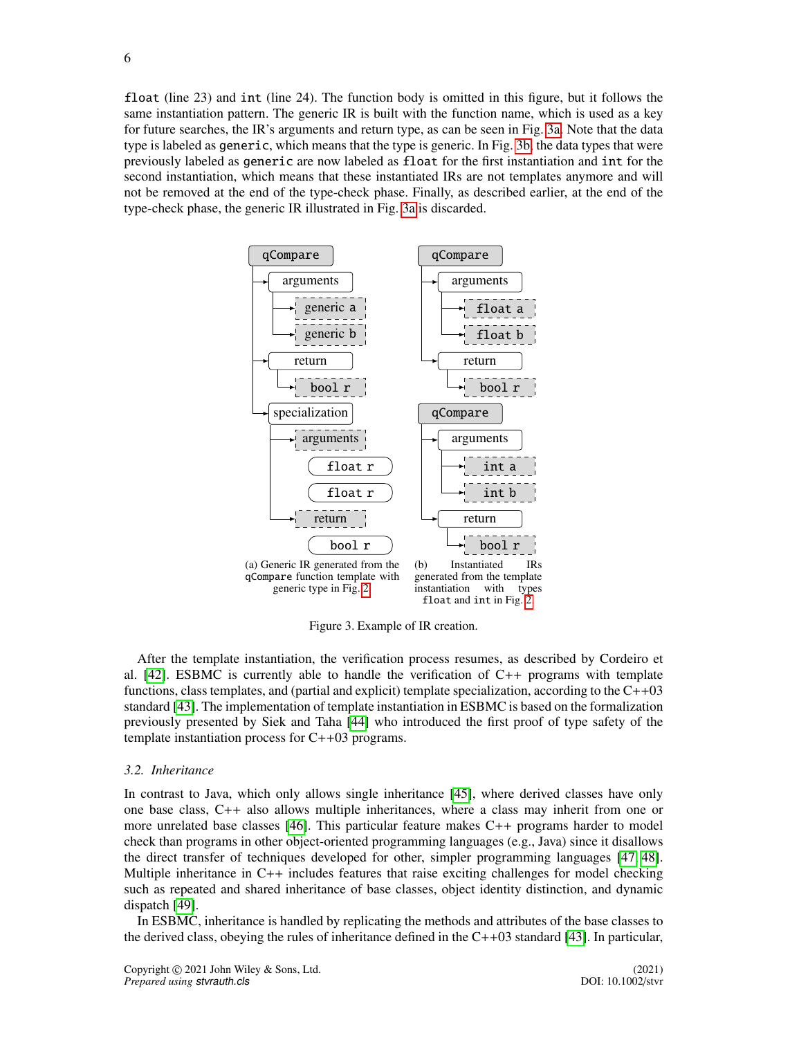float (line 23) and int (line 24). The function body is omitted in this figure, but it follows the same instantiation pattern. The generic IR is built with the function name, which is used as a key for future searches, the IR's arguments and return type, as can be seen in Fig. 3a. Note that the data type is labeled as generic, which means that the type is generic. In Fig. 3b, the data types that were previously labeled as generic are now labeled as float for the first instantiation and int for the second instantiation, which means that these instantiated IRs are not templates anymore and will not be removed at the end of the type-check phase. Finally, as described earlier, at the end of the type-check phase, the generic IR illustrated in Fig. 3a is discarded.

```
qCompare
├── arguments
│   ├── generic a
│   └── generic b
├── return
│   └── bool r
└── specialization
    ├── arguments
    │       float r
    │       float r
    └── return
            bool r
```

(a) Generic IR generated from the qCompare function template with generic type in Fig. 2

```
qCompare
├── arguments
│   ├── float a
│   └── float b
└── return
    └── bool r
qCompare
├── arguments
│   ├── int a
│   └── int b
└── return
    └── bool r
```

(b) Instantiated IRs generated from the template instantiation with types float and int in Fig. 2

Figure 3. Example of IR creation.

After the template instantiation, the verification process resumes, as described by Cordeiro et al. [42]. ESBMC is currently able to handle the verification of C++ programs with template functions, class templates, and (partial and explicit) template specialization, according to the C++03 standard [43]. The implementation of template instantiation in ESBMC is based on the formalization previously presented by Siek and Taha [44] who introduced the first proof of type safety of the template instantiation process for C++03 programs.

### 3.2. Inheritance

In contrast to Java, which only allows single inheritance [45], where derived classes have only one base class, C++ also allows multiple inheritances, where a class may inherit from one or more unrelated base classes [46]. This particular feature makes C++ programs harder to model check than programs in other object-oriented programming languages (e.g., Java) since it disallows the direct transfer of techniques developed for other, simpler programming languages [47, 48]. Multiple inheritance in C++ includes features that raise exciting challenges for model checking such as repeated and shared inheritance of base classes, object identity distinction, and dynamic dispatch [49].

In ESBMC, inheritance is handled by replicating the methods and attributes of the base classes to the derived class, obeying the rules of inheritance defined in the C++03 standard [43]. In particular,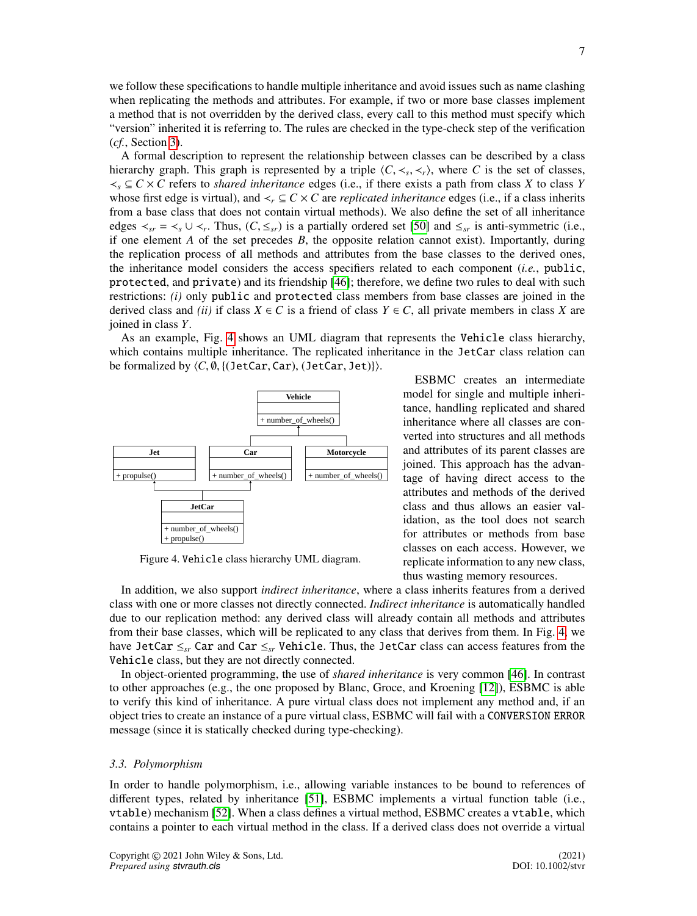we follow these specifications to handle multiple inheritance and avoid issues such as name clashing when replicating the methods and attributes. For example, if two or more base classes implement a method that is not overridden by the derived class, every call to this method must specify which "version" inherited it is referring to. The rules are checked in the type-check step of the verification (*cf.*, Section 3).

A formal description to represent the relationship between classes can be described by a class hierarchy graph. This graph is represented by a triple $\langle C, \prec_s, \prec_r \rangle$, where $C$ is the set of classes, $\prec_s \subseteq C \times C$ refers to *shared inheritance* edges (i.e., if there exists a path from class $X$ to class $Y$ whose first edge is virtual), and $\prec_r \subseteq C \times C$ are *replicated inheritance* edges (i.e., if a class inherits from a base class that does not contain virtual methods). We also define the set of all inheritance edges $\prec_{sr} = \prec_s \cup \prec_r$. Thus, $(C, \leq_{sr})$ is a partially ordered set [50] and $\leq_{sr}$ is anti-symmetric (i.e., if one element $A$ of the set precedes $B$, the opposite relation cannot exist). Importantly, during the replication process of all methods and attributes from the base classes to the derived ones, the inheritance model considers the access specifiers related to each component (*i.e.*, `public`, `protected`, and `private`) and its friendship [46]; therefore, we define two rules to deal with such restrictions: *(i)* only `public` and `protected` class members from base classes are joined in the derived class and *(ii)* if class $X \in C$ is a friend of class $Y \in C$, all private members in class $X$ are joined in class $Y$.

As an example, Fig. 4 shows an UML diagram that represents the `Vehicle` class hierarchy, which contains multiple inheritance. The replicated inheritance in the `JetCar` class relation can be formalized by $\langle C, \emptyset, \{(\texttt{JetCar}, \texttt{Car}), (\texttt{JetCar}, \texttt{Jet})\} \rangle$.

ESBMC creates an intermediate model for single and multiple inheritance, handling replicated and shared inheritance where all classes are converted into structures and all methods and attributes of its parent classes are joined. This approach has the advantage of having direct access to the attributes and methods of the derived class and thus allows an easier validation, as the tool does not search for attributes or methods from base classes on each access. However, we replicate information to any new class, thus wasting memory resources.

Figure 4. `Vehicle` class hierarchy UML diagram.

In addition, we also support *indirect inheritance*, where a class inherits features from a derived class with one or more classes not directly connected. *Indirect inheritance* is automatically handled due to our replication method: any derived class will already contain all methods and attributes from their base classes, which will be replicated to any class that derives from them. In Fig. 4, we have `JetCar` $\leq_{sr}$ `Car` and `Car` $\leq_{sr}$ `Vehicle`. Thus, the `JetCar` class can access features from the `Vehicle` class, but they are not directly connected.

In object-oriented programming, the use of *shared inheritance* is very common [46]. In contrast to other approaches (e.g., the one proposed by Blanc, Groce, and Kroening [12]), ESBMC is able to verify this kind of inheritance. A pure virtual class does not implement any method and, if an object tries to create an instance of a pure virtual class, ESBMC will fail with a `CONVERSION ERROR` message (since it is statically checked during type-checking).

### 3.3. Polymorphism

In order to handle polymorphism, i.e., allowing variable instances to be bound to references of different types, related by inheritance [51], ESBMC implements a virtual function table (i.e., `vtable`) mechanism [52]. When a class defines a virtual method, ESBMC creates a `vtable`, which contains a pointer to each virtual method in the class. If a derived class does not override a virtual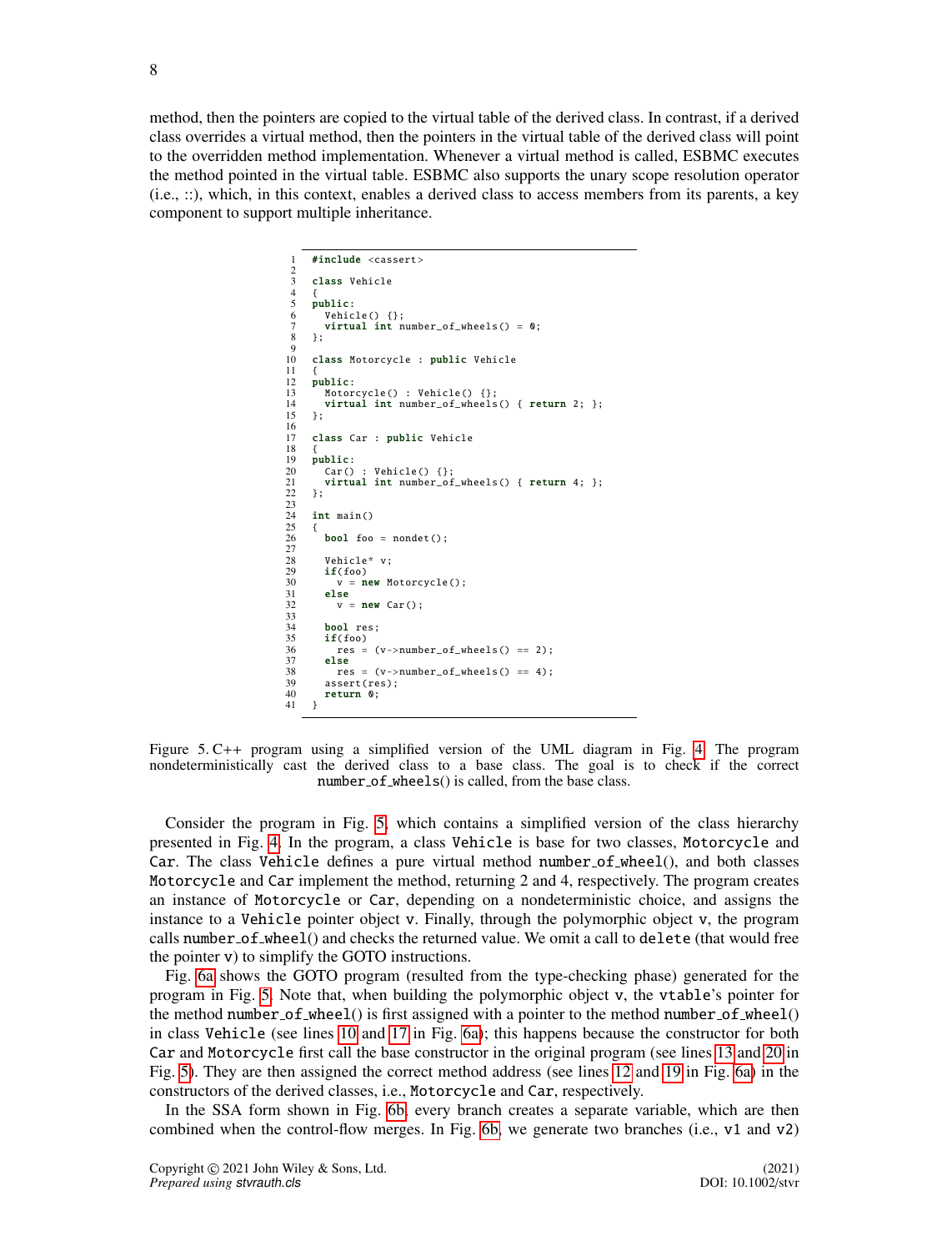method, then the pointers are copied to the virtual table of the derived class. In contrast, if a derived class overrides a virtual method, then the pointers in the virtual table of the derived class will point to the overridden method implementation. Whenever a virtual method is called, ESBMC executes the method pointed in the virtual table. ESBMC also supports the unary scope resolution operator (i.e., ::), which, in this context, enables a derived class to access members from its parents, a key component to support multiple inheritance.

```
1   #include <cassert>
2
3   class Vehicle
4   {
5   public:
6     Vehicle() {};
7     virtual int number_of_wheels() = 0;
8   };
9
10  class Motorcycle : public Vehicle
11  {
12  public:
13    Motorcycle() : Vehicle() {};
14    virtual int number_of_wheels() { return 2; };
15  };
16
17  class Car : public Vehicle
18  {
19  public:
20    Car() : Vehicle() {};
21    virtual int number_of_wheels() { return 4; };
22  };
23
24  int main()
25  {
26    bool foo = nondet();
27
28    Vehicle* v;
29    if(foo)
30      v = new Motorcycle();
31    else
32      v = new Car();
33
34    bool res;
35    if(foo)
36      res = (v->number_of_wheels() == 2);
37    else
38      res = (v->number_of_wheels() == 4);
39    assert(res);
40    return 0;
41  }
```

Figure 5. C++ program using a simplified version of the UML diagram in Fig. 4. The program nondeterministically cast the derived class to a base class. The goal is to check if the correct `number_of_wheels()` is called, from the base class.

Consider the program in Fig. 5, which contains a simplified version of the class hierarchy presented in Fig. 4. In the program, a class `Vehicle` is base for two classes, `Motorcycle` and `Car`. The class `Vehicle` defines a pure virtual method `number_of_wheel()`, and both classes `Motorcycle` and `Car` implement the method, returning 2 and 4, respectively. The program creates an instance of `Motorcycle` or `Car`, depending on a nondeterministic choice, and assigns the instance to a `Vehicle` pointer object `v`. Finally, through the polymorphic object `v`, the program calls `number_of_wheel()` and checks the returned value. We omit a call to `delete` (that would free the pointer `v`) to simplify the GOTO instructions.

Fig. 6a shows the GOTO program (resulted from the type-checking phase) generated for the program in Fig. 5. Note that, when building the polymorphic object `v`, the `vtable`'s pointer for the method `number_of_wheel()` is first assigned with a pointer to the method `number_of_wheel()` in class `Vehicle` (see lines 10 and 17 in Fig. 6a); this happens because the constructor for both `Car` and `Motorcycle` first call the base constructor in the original program (see lines 13 and 20 in Fig. 5). They are then assigned the correct method address (see lines 12 and 19 in Fig. 6a) in the constructors of the derived classes, i.e., `Motorcycle` and `Car`, respectively.

In the SSA form shown in Fig. 6b, every branch creates a separate variable, which are then combined when the control-flow merges. In Fig. 6b, we generate two branches (i.e., `v1` and `v2`)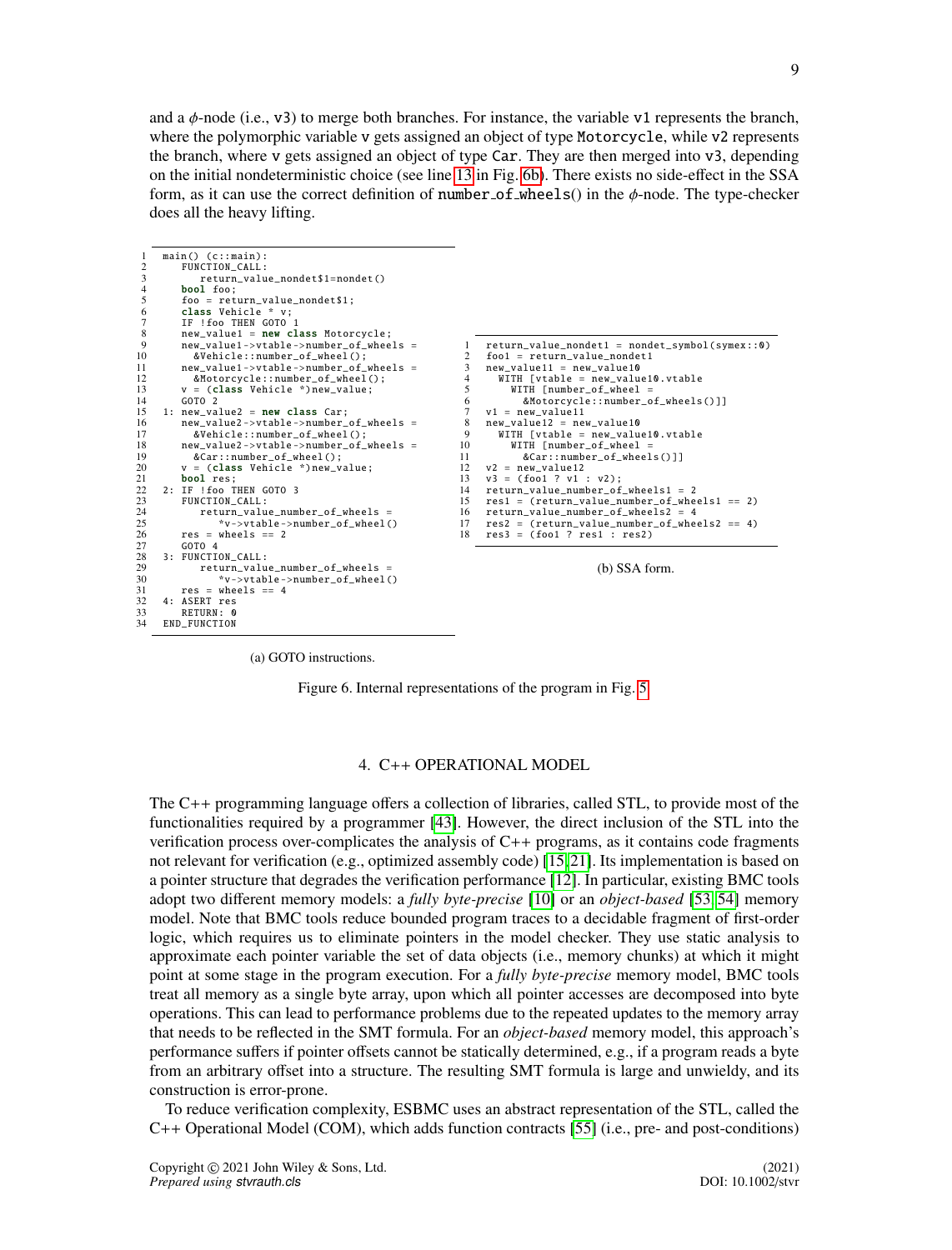and a $\phi$-node (i.e., v3) to merge both branches. For instance, the variable v1 represents the branch, where the polymorphic variable v gets assigned an object of type Motorcycle, while v2 represents the branch, where v gets assigned an object of type Car. They are then merged into v3, depending on the initial nondeterministic choice (see line 13 in Fig. 6b). There exists no side-effect in the SSA form, as it can use the correct definition of number_of_wheels() in the $\phi$-node. The type-checker does all the heavy lifting.

```
1   main() (c::main):
2      FUNCTION_CALL:
3         return_value_nondet$1=nondet()
4      bool foo;
5      foo = return_value_nondet$1;
6      class Vehicle * v;
7      IF !foo THEN GOTO 1
8      new_value1 = new class Motorcycle;
9      new_value1->vtable->number_of_wheels =
10       &Vehicle::number_of_wheel();
11     new_value1->vtable->number_of_wheels =
12       &Motorcycle::number_of_wheel();
13     v = (class Vehicle *)new_value;
14     GOTO 2
15  1: new_value2 = new class Car;
16     new_value2->vtable->number_of_wheels =
17       &Vehicle::number_of_wheel();
18     new_value2->vtable->number_of_wheels =
19       &Car::number_of_wheel();
20     v = (class Vehicle *)new_value;
21     bool res;
22  2: IF !foo THEN GOTO 3
23     FUNCTION_CALL:
24        return_value_number_of_wheels =
25           *v->vtable->number_of_wheel()
26     res = wheels == 2
27     GOTO 4
28  3: FUNCTION_CALL:
29        return_value_number_of_wheels =
30           *v->vtable->number_of_wheel()
31     res = wheels == 4
32  4: ASERT res
33     RETURN: 0
34  END_FUNCTION
```

(a) GOTO instructions.

```
1   return_value_nondet1 = nondet_symbol(symex::0)
2   foo1 = return_value_nondet1
3   new_value11 = new_value10
4     WITH [vtable = new_value10.vtable
5       WITH [number_of_wheel =
6         &Motorcycle::number_of_wheels()]]
7   v1 = new_value11
8   new_value12 = new_value10
9     WITH [vtable = new_value10.vtable
10      WITH [number_of_wheel =
11        &Car::number_of_wheels()]]
12  v2 = new_value12
13  v3 = (foo1 ? v1 : v2);
14  return_value_number_of_wheels1 = 2
15  res1 = (return_value_number_of_wheels1 == 2)
16  return_value_number_of_wheels2 = 4
17  res2 = (return_value_number_of_wheels2 == 4)
18  res3 = (foo1 ? res1 : res2)
```

(b) SSA form.

Figure 6. Internal representations of the program in Fig. 5

## 4. C++ OPERATIONAL MODEL

The C++ programming language offers a collection of libraries, called STL, to provide most of the functionalities required by a programmer [43]. However, the direct inclusion of the STL into the verification process over-complicates the analysis of C++ programs, as it contains code fragments not relevant for verification (e.g., optimized assembly code) [15, 21]. Its implementation is based on a pointer structure that degrades the verification performance [12]. In particular, existing BMC tools adopt two different memory models: a *fully byte-precise* [10] or an *object-based* [53, 54] memory model. Note that BMC tools reduce bounded program traces to a decidable fragment of first-order logic, which requires us to eliminate pointers in the model checker. They use static analysis to approximate each pointer variable the set of data objects (i.e., memory chunks) at which it might point at some stage in the program execution. For a *fully byte-precise* memory model, BMC tools treat all memory as a single byte array, upon which all pointer accesses are decomposed into byte operations. This can lead to performance problems due to the repeated updates to the memory array that needs to be reflected in the SMT formula. For an *object-based* memory model, this approach's performance suffers if pointer offsets cannot be statically determined, e.g., if a program reads a byte from an arbitrary offset into a structure. The resulting SMT formula is large and unwieldy, and its construction is error-prone.

To reduce verification complexity, ESBMC uses an abstract representation of the STL, called the C++ Operational Model (COM), which adds function contracts [55] (i.e., pre- and post-conditions)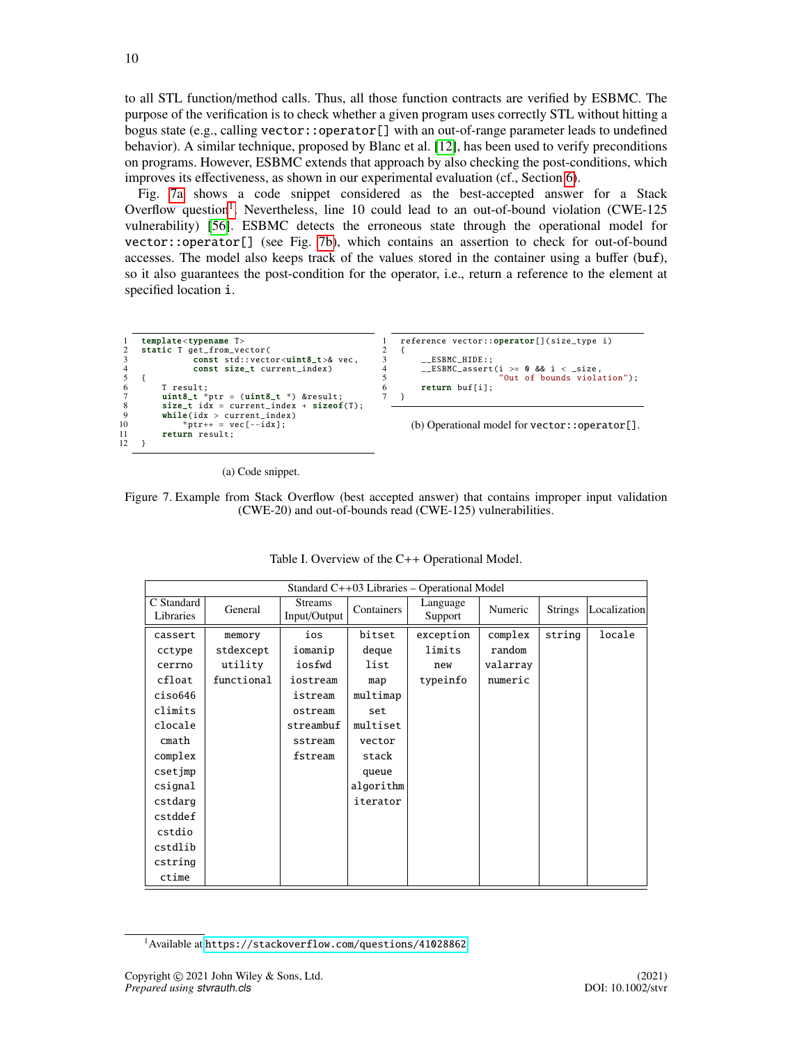to all STL function/method calls. Thus, all those function contracts are verified by ESBMC. The purpose of the verification is to check whether a given program uses correctly STL without hitting a bogus state (e.g., calling `vector::operator[]` with an out-of-range parameter leads to undefined behavior). A similar technique, proposed by Blanc et al. [12], has been used to verify preconditions on programs. However, ESBMC extends that approach by also checking the post-conditions, which improves its effectiveness, as shown in our experimental evaluation (cf., Section 6).

Fig. 7a shows a code snippet considered as the best-accepted answer for a Stack Overflow question[1]. Nevertheless, line 10 could lead to an out-of-bound violation (CWE-125 vulnerability) [56]. ESBMC detects the erroneous state through the operational model for `vector::operator[]` (see Fig. 7b), which contains an assertion to check for out-of-bound accesses. The model also keeps track of the values stored in the container using a buffer (`buf`), so it also guarantees the post-condition for the operator, i.e., return a reference to the element at specified location `i`.

```
1  template<typename T>
2  static T get_from_vector(
3           const std::vector<uint8_t>& vec,
4           const size_t current_index)
5  {
6      T result;
7      uint8_t *ptr = (uint8_t *) &result;
8      size_t idx = current_index + sizeof(T);
9      while(idx > current_index)
10         *ptr++ = vec[--idx];
11     return result;
12 }
```

(a) Code snippet.

```
1  reference vector::operator[](size_type i)
2  {
3      __ESBMC_HIDE:;
4      __ESBMC_assert(i >= 0 && i < _size,
5                     "Out of bounds violation");
6      return buf[i];
7  }
```

(b) Operational model for `vector::operator[]`.

Figure 7. Example from Stack Overflow (best accepted answer) that contains improper input validation (CWE-20) and out-of-bounds read (CWE-125) vulnerabilities.

Table I. Overview of the C++ Operational Model.

| Standard C++03 Libraries – Operational Model | | | | | | | |
|---|---|---|---|---|---|---|---|
| C Standard Libraries | General | Streams Input/Output | Containers | Language Support | Numeric | Strings | Localization |
| cassert | memory | ios | bitset | exception | complex | string | locale |
| cctype | stdexcept | iomanip | deque | limits | random | | |
| cerrno | utility | iosfwd | list | new | valarray | | |
| cfloat | functional | iostream | map | typeinfo | numeric | | |
| ciso646 | | istream | multimap | | | | |
| climits | | ostream | set | | | | |
| clocale | | streambuf | multiset | | | | |
| cmath | | sstream | vector | | | | |
| complex | | fstream | stack | | | | |
| csetjmp | | | queue | | | | |
| csignal | | | algorithm | | | | |
| cstdarg | | | iterator | | | | |
| cstddef | | | | | | | |
| cstdio | | | | | | | |
| cstdlib | | | | | | | |
| cstring | | | | | | | |
| ctime | | | | | | | |

[1] Available at https://stackoverflow.com/questions/41028862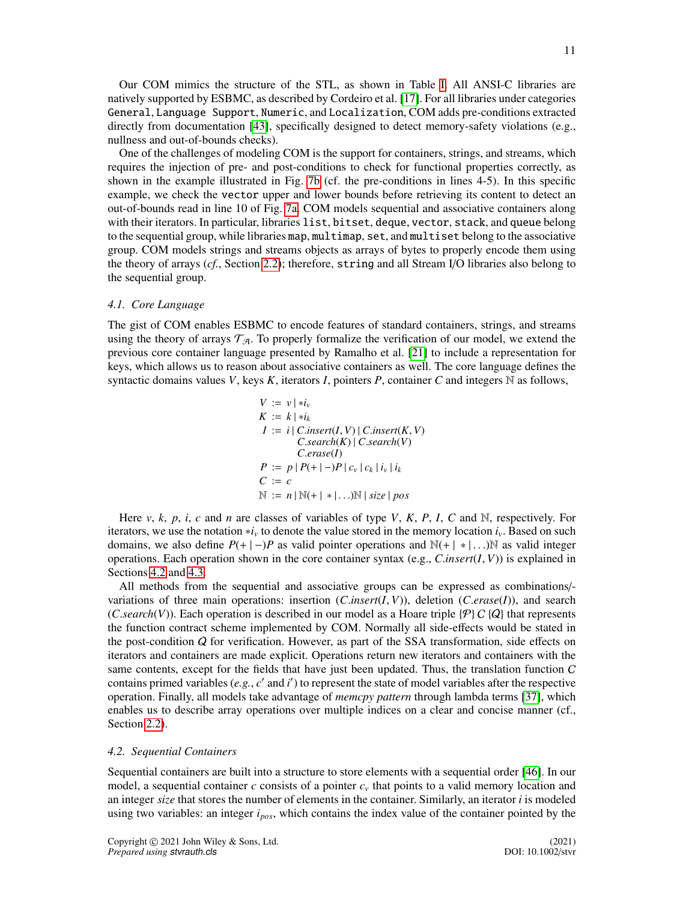Our COM mimics the structure of the STL, as shown in Table I. All ANSI-C libraries are natively supported by ESBMC, as described by Cordeiro et al. [17]. For all libraries under categories `General`, `Language Support`, `Numeric`, and `Localization`, COM adds pre-conditions extracted directly from documentation [43], specifically designed to detect memory-safety violations (e.g., nullness and out-of-bounds checks).

One of the challenges of modeling COM is the support for containers, strings, and streams, which requires the injection of pre- and post-conditions to check for functional properties correctly, as shown in the example illustrated in Fig. 7b (cf. the pre-conditions in lines 4-5). In this specific example, we check the `vector` upper and lower bounds before retrieving its content to detect an out-of-bounds read in line 10 of Fig. 7a. COM models sequential and associative containers along with their iterators. In particular, libraries `list`, `bitset`, `deque`, `vector`, `stack`, and `queue` belong to the sequential group, while libraries `map`, `multimap`, `set`, and `multiset` belong to the associative group. COM models strings and streams objects as arrays of bytes to properly encode them using the theory of arrays (*cf.*, Section 2.2); therefore, `string` and all Stream I/O libraries also belong to the sequential group.

### 4.1. Core Language

The gist of COM enables ESBMC to encode features of standard containers, strings, and streams using the theory of arrays $\mathcal{T}_{\mathcal{A}}$. To properly formalize the verification of our model, we extend the previous core container language presented by Ramalho et al. [21] to include a representation for keys, which allows us to reason about associative containers as well. The core language defines the syntactic domains values $V$, keys $K$, iterators $I$, pointers $P$, container $C$ and integers $\mathbb{N}$ as follows,

$$
\begin{aligned}
V &:= v \mid *i_v \\
K &:= k \mid *i_k \\
I &:= i \mid C.insert(I,V) \mid C.insert(K,V) \\
 &\qquad C.search(K) \mid C.search(V) \\
 &\qquad C.erase(I) \\
P &:= p \mid P(+\mid-)P \mid c_v \mid c_k \mid i_v \mid i_k \\
C &:= c \\
\mathbb{N} &:= n \mid \mathbb{N}(+\mid*\mid\ldots)\mathbb{N} \mid size \mid pos
\end{aligned}
$$

Here $v$, $k$, $p$, $i$, $c$ and $n$ are classes of variables of type $V$, $K$, $P$, $I$, $C$ and $\mathbb{N}$, respectively. For iterators, we use the notation $*i_v$ to denote the value stored in the memory location $i_v$. Based on such domains, we also define $P(+\mid-)P$ as valid pointer operations and $\mathbb{N}(+\mid*\mid\ldots)\mathbb{N}$ as valid integer operations. Each operation shown in the core container syntax (e.g., $C.insert(I,V)$) is explained in Sections 4.2 and 4.3.

All methods from the sequential and associative groups can be expressed as combinations/-variations of three main operations: insertion ($C.insert(I,V)$), deletion ($C.erase(I)$), and search ($C.search(V)$). Each operation is described in our model as a Hoare triple $\{\mathcal{P}\}\ C\ \{\mathcal{Q}\}$ that represents the function contract scheme implemented by COM. Normally all side-effects would be stated in the post-condition $\mathcal{Q}$ for verification. However, as part of the SSA transformation, side effects on iterators and containers are made explicit. Operations return new iterators and containers with the same contents, except for the fields that have just been updated. Thus, the translation function $\mathcal{C}$ contains primed variables (*e.g.*, $c'$ and $i'$) to represent the state of model variables after the respective operation. Finally, all models take advantage of *memcpy pattern* through lambda terms [37], which enables us to describe array operations over multiple indices on a clear and concise manner (cf., Section 2.2).

### 4.2. Sequential Containers

Sequential containers are built into a structure to store elements with a sequential order [46]. In our model, a sequential container $c$ consists of a pointer $c_v$ that points to a valid memory location and an integer *size* that stores the number of elements in the container. Similarly, an iterator $i$ is modeled using two variables: an integer $i_{pos}$, which contains the index value of the container pointed by the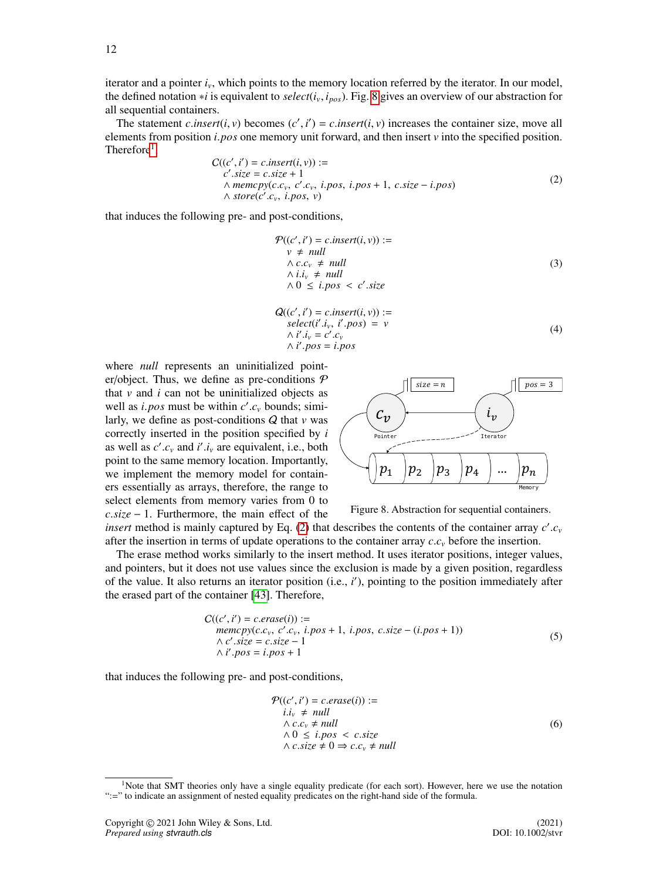iterator and a pointer $i_v$, which points to the memory location referred by the iterator. In our model, the defined notation $*i$ is equivalent to $select(i_v, i_{pos})$. Fig. 8 gives an overview of our abstraction for all sequential containers.

The statement $c.insert(i, v)$ becomes $(c', i') = c.insert(i, v)$ increases the container size, move all elements from position $i.pos$ one memory unit forward, and then insert $v$ into the specified position. Therefore[1],

$$
\begin{aligned}
&\mathcal{C}((c', i') = c.insert(i, v)) := \\
&\quad c'.size = c.size + 1 \\
&\quad \wedge\, memcpy(c.c_v,\ c'.c_v,\ i.pos,\ i.pos + 1,\ c.size - i.pos) \\
&\quad \wedge\, store(c'.c_v,\ i.pos,\ v)
\end{aligned} \tag{2}
$$

that induces the following pre- and post-conditions,

$$
\begin{aligned}
&\mathcal{P}((c', i') = c.insert(i, v)) := \\
&\quad v \neq null \\
&\quad \wedge\, c.c_v \neq null \\
&\quad \wedge\, i.i_v \neq null \\
&\quad \wedge\, 0 \leq i.pos < c'.size
\end{aligned} \tag{3}
$$

$$
\begin{aligned}
&\mathcal{Q}((c', i') = c.insert(i, v)) := \\
&\quad select(i'.i_v,\ i'.pos) = v \\
&\quad \wedge\, i'.i_v = c'.c_v \\
&\quad \wedge\, i'.pos = i.pos
\end{aligned} \tag{4}
$$

where *null* represents an uninitialized pointer/object. Thus, we define as pre-conditions $\mathcal{P}$ that $v$ and $i$ can not be uninitialized objects as well as $i.pos$ must be within $c'.c_v$ bounds; similarly, we define as post-conditions $\mathcal{Q}$ that $v$ was correctly inserted in the position specified by $i$ as well as $c'.c_v$ and $i'.i_v$ are equivalent, i.e., both point to the same memory location. Importantly, we implement the memory model for containers essentially as arrays, therefore, the range to select elements from memory varies from 0 to $c.size - 1$. Furthermore, the main effect of the *insert* method is mainly captured by Eq. (2) that describes the contents of the container array $c'.c_v$ after the insertion in terms of update operations to the container array $c.c_v$ before the insertion.

Figure 8. Abstraction for sequential containers.

The erase method works similarly to the insert method. It uses iterator positions, integer values, and pointers, but it does not use values since the exclusion is made by a given position, regardless of the value. It also returns an iterator position (i.e., $i'$), pointing to the position immediately after the erased part of the container [43]. Therefore,

$$
\begin{aligned}
&\mathcal{C}((c', i') = c.erase(i)) := \\
&\quad memcpy(c.c_v,\ c'.c_v,\ i.pos + 1,\ i.pos,\ c.size - (i.pos + 1)) \\
&\quad \wedge\, c'.size = c.size - 1 \\
&\quad \wedge\, i'.pos = i.pos + 1
\end{aligned} \tag{5}
$$

that induces the following pre- and post-conditions,

$$
\begin{aligned}
&\mathcal{P}((c', i') = c.erase(i)) := \\
&\quad i.i_v \neq null \\
&\quad \wedge\, c.c_v \neq null \\
&\quad \wedge\, 0 \leq i.pos < c.size \\
&\quad \wedge\, c.size \neq 0 \Rightarrow c.c_v \neq null
\end{aligned} \tag{6}
$$

[1] Note that SMT theories only have a single equality predicate (for each sort). However, here we use the notation ":=" to indicate an assignment of nested equality predicates on the right-hand side of the formula.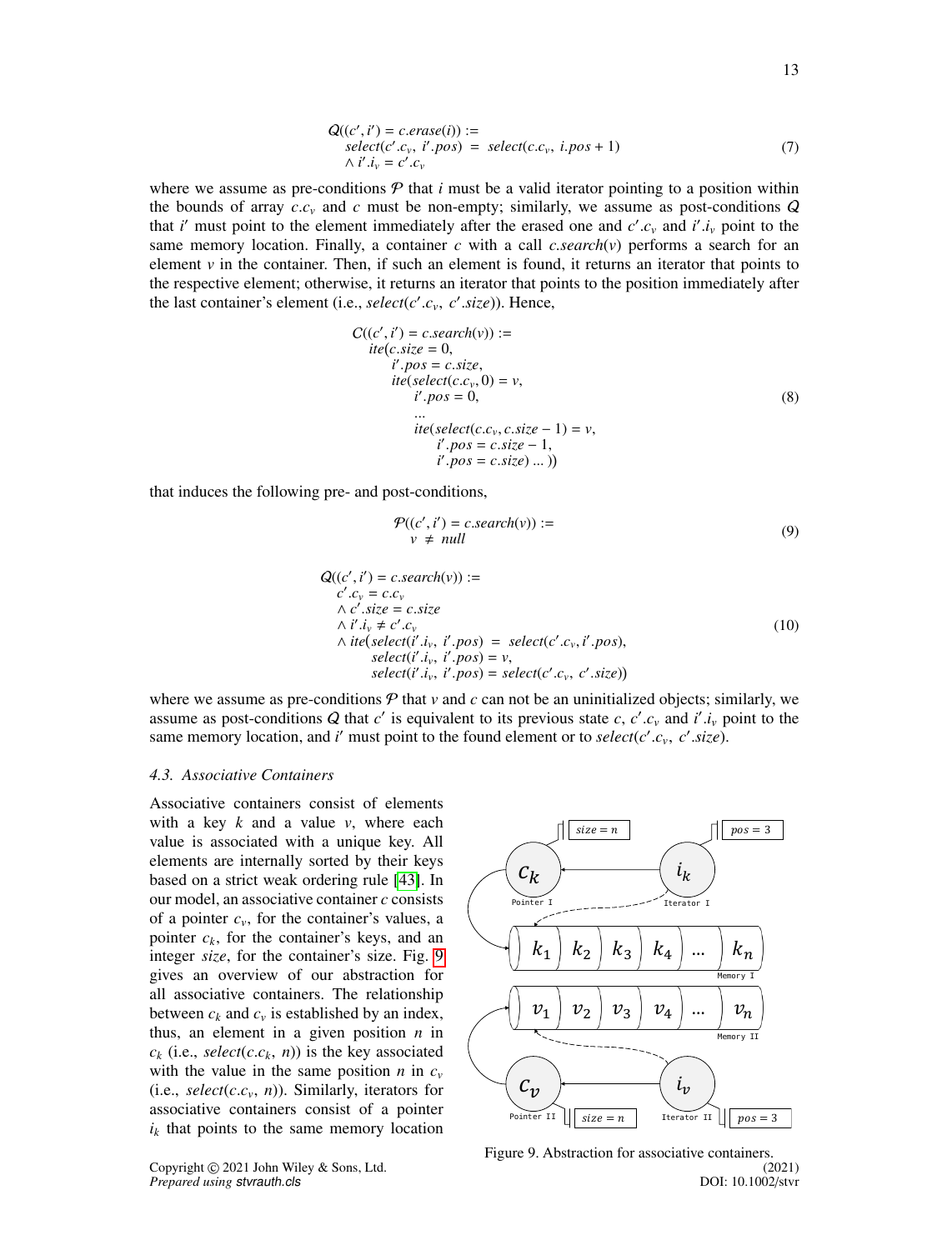$$
\begin{aligned}
&\mathcal{Q}((c', i') = c.erase(i)) := \\
&\quad select(c'.c_v,\ i'.pos) \ = \ select(c.c_v,\ i.pos + 1) \\
&\quad \land\ i'.i_v = c'.c_v
\end{aligned}
\tag{7}
$$

where we assume as pre-conditions $\mathcal{P}$ that $i$ must be a valid iterator pointing to a position within the bounds of array $c.c_v$ and $c$ must be non-empty; similarly, we assume as post-conditions $\mathcal{Q}$ that $i'$ must point to the element immediately after the erased one and $c'.c_v$ and $i'.i_v$ point to the same memory location. Finally, a container $c$ with a call $c.search(v)$ performs a search for an element $v$ in the container. Then, if such an element is found, it returns an iterator that points to the respective element; otherwise, it returns an iterator that points to the position immediately after the last container's element (i.e., $select(c'.c_v,\ c'.size)$). Hence,

$$
\begin{aligned}
&C((c', i') = c.search(v)) := \\
&\quad ite(c.size = 0, \\
&\quad\quad i'.pos = c.size, \\
&\quad\quad ite(select(c.c_v, 0) = v, \\
&\quad\quad\quad i'.pos = 0, \\
&\quad\quad\quad ... \\
&\quad\quad\quad ite(select(c.c_v, c.size - 1) = v, \\
&\quad\quad\quad\quad i'.pos = c.size - 1, \\
&\quad\quad\quad\quad i'.pos = c.size) \ ... \ ))
\end{aligned}
\tag{8}
$$

that induces the following pre- and post-conditions,

$$
\begin{aligned}
&\mathcal{P}((c', i') = c.search(v)) := \\
&\quad v \ \neq \ null
\end{aligned}
\tag{9}
$$

$$
\begin{aligned}
&\mathcal{Q}((c', i') = c.search(v)) := \\
&\quad c'.c_v = c.c_v \\
&\quad \land\ c'.size = c.size \\
&\quad \land\ i'.i_v \neq c'.c_v \\
&\quad \land\ ite(select(i'.i_v,\ i'.pos) \ = \ select(c'.c_v, i'.pos), \\
&\quad\quad select(i'.i_v,\ i'.pos) = v, \\
&\quad\quad select(i'.i_v,\ i'.pos) = select(c'.c_v,\ c'.size))
\end{aligned}
\tag{10}
$$

where we assume as pre-conditions $\mathcal{P}$ that $v$ and $c$ can not be an uninitialized objects; similarly, we assume as post-conditions $\mathcal{Q}$ that $c'$ is equivalent to its previous state $c$, $c'.c_v$ and $i'.i_v$ point to the same memory location, and $i'$ must point to the found element or to $select(c'.c_v,\ c'.size)$.

### *4.3. Associative Containers*

Associative containers consist of elements with a key $k$ and a value $v$, where each value is associated with a unique key. All elements are internally sorted by their keys based on a strict weak ordering rule [43]. In our model, an associative container $c$ consists of a pointer $c_v$, for the container's values, a pointer $c_k$, for the container's keys, and an integer $size$, for the container's size. Fig. 9 gives an overview of our abstraction for all associative containers. The relationship between $c_k$ and $c_v$ is established by an index, thus, an element in a given position $n$ in $c_k$ (i.e., $select(c.c_k,\ n)$) is the key associated with the value in the same position $n$ in $c_v$ (i.e., $select(c.c_v,\ n)$). Similarly, iterators for associative containers consist of a pointer $i_k$ that points to the same memory location

Figure 9. Abstraction for associative containers.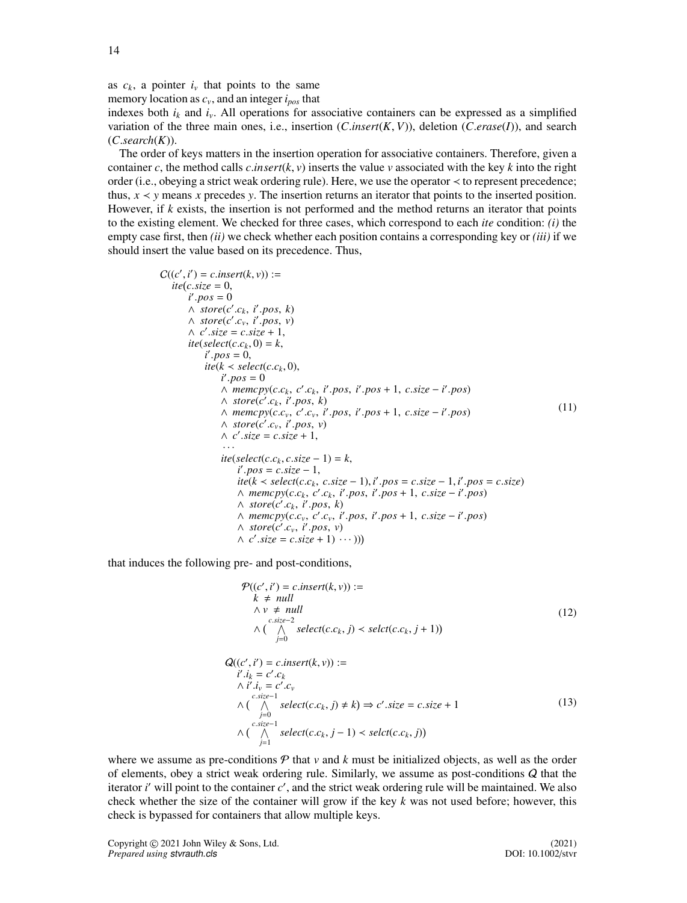as $c_k$, a pointer $i_v$ that points to the same memory location as $c_v$, and an integer $i_{pos}$ that indexes both $i_k$ and $i_v$. All operations for associative containers can be expressed as a simplified variation of the three main ones, i.e., insertion ($C.insert(K, V)$), deletion ($C.erase(I)$), and search ($C.search(K)$).

The order of keys matters in the insertion operation for associative containers. Therefore, given a container $c$, the method calls $c.insert(k, v)$ inserts the value $v$ associated with the key $k$ into the right order (i.e., obeying a strict weak ordering rule). Here, we use the operator $\prec$ to represent precedence; thus, $x \prec y$ means $x$ precedes $y$. The insertion returns an iterator that points to the inserted position. However, if $k$ exists, the insertion is not performed and the method returns an iterator that points to the existing element. We checked for three cases, which correspond to each *ite* condition: *(i)* the empty case first, then *(ii)* we check whether each position contains a corresponding key or *(iii)* if we should insert the value based on its precedence. Thus,

$$
\begin{array}{l}
\mathcal{C}((c', i') = c.insert(k, v)) := \\
\quad ite(c.size = 0, \\
\qquad i'.pos = 0 \\
\qquad \wedge\ store(c'.c_k,\ i'.pos,\ k) \\
\qquad \wedge\ store(c'.c_v,\ i'.pos,\ v) \\
\qquad \wedge\ c'.size = c.size + 1, \\
\qquad ite(select(c.c_k, 0) = k, \\
\qquad\quad i'.pos = 0, \\
\qquad\quad ite(k \prec select(c.c_k, 0), \\
\qquad\qquad i'.pos = 0 \\
\qquad\qquad \wedge\ memcpy(c.c_k,\ c'.c_k,\ i'.pos,\ i'.pos + 1,\ c.size - i'.pos) \\
\qquad\qquad \wedge\ store(c'.c_k,\ i'.pos,\ k) \\
\qquad\qquad \wedge\ memcpy(c.c_v,\ c'.c_v,\ i'.pos,\ i'.pos + 1,\ c.size - i'.pos) \\
\qquad\qquad \wedge\ store(c'.c_v,\ i'.pos,\ v) \\
\qquad\qquad \wedge\ c'.size = c.size + 1, \\
\qquad\qquad \cdots \\
\qquad\qquad ite(select(c.c_k, c.size - 1) = k, \\
\qquad\qquad\quad i'.pos = c.size - 1, \\
\qquad\qquad\quad ite(k \prec select(c.c_k,\ c.size - 1), i'.pos = c.size - 1, i'.pos = c.size) \\
\qquad\qquad\quad \wedge\ memcpy(c.c_k,\ c'.c_k,\ i'.pos,\ i'.pos + 1,\ c.size - i'.pos) \\
\qquad\qquad\quad \wedge\ store(c'.c_k,\ i'.pos,\ k) \\
\qquad\qquad\quad \wedge\ memcpy(c.c_v,\ c'.c_v,\ i'.pos,\ i'.pos + 1,\ c.size - i'.pos) \\
\qquad\qquad\quad \wedge\ store(c'.c_v,\ i'.pos,\ v) \\
\qquad\qquad\quad \wedge\ c'.size = c.size + 1)\ \cdots)))
\end{array}
\tag{11}
$$

that induces the following pre- and post-conditions,

$$
\begin{array}{l}
\mathcal{P}((c', i') = c.insert(k, v)) := \\
\quad k\ \neq\ null \\
\quad \wedge\, v\ \neq\ null \\
\quad \wedge\, (\bigwedge_{j=0}^{c.size-2} select(c.c_k, j) \prec selct(c.c_k, j + 1))
\end{array}
\tag{12}
$$

$$
\begin{array}{l}
\mathcal{Q}((c', i') = c.insert(k, v)) := \\
\quad i'.i_k = c'.c_k \\
\quad \wedge\, i'.i_v = c'.c_v \\
\quad \wedge\, (\bigwedge_{j=0}^{c.size-1} select(c.c_k, j) \neq k) \Rightarrow c'.size = c.size + 1 \\
\quad \wedge\, (\bigwedge_{j=1}^{c.size-1} select(c.c_k, j - 1) \prec selct(c.c_k, j))
\end{array}
\tag{13}
$$

where we assume as pre-conditions $\mathcal{P}$ that $v$ and $k$ must be initialized objects, as well as the order of elements, obey a strict weak ordering rule. Similarly, we assume as post-conditions $\mathcal{Q}$ that the iterator $i'$ will point to the container $c'$, and the strict weak ordering rule will be maintained. We also check whether the size of the container will grow if the key $k$ was not used before; however, this check is bypassed for containers that allow multiple keys.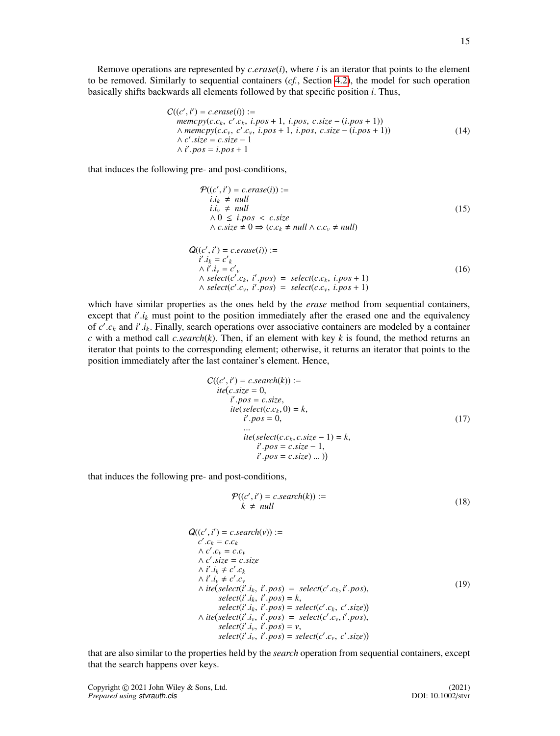Remove operations are represented by $c.erase(i)$, where $i$ is an iterator that points to the element to be removed. Similarly to sequential containers (*cf.*, Section 4.2), the model for such operation basically shifts backwards all elements followed by that specific position $i$. Thus,

$$
\begin{aligned}
&\mathcal{C}((c', i') = c.erase(i)) := \\
&\quad memcpy(c.c_k,\ c'.c_k,\ i.pos + 1,\ i.pos,\ c.size - (i.pos + 1)) \\
&\quad \wedge memcpy(c.c_v,\ c'.c_v,\ i.pos + 1,\ i.pos,\ c.size - (i.pos + 1)) \\
&\quad \wedge c'.size = c.size - 1 \\
&\quad \wedge i'.pos = i.pos + 1
\end{aligned} \tag{14}
$$

that induces the following pre- and post-conditions,

$$
\begin{aligned}
&\mathcal{P}((c', i') = c.erase(i)) := \\
&\quad i.i_k \neq null \\
&\quad i.i_v \neq null \\
&\quad \wedge 0 \leq i.pos < c.size \\
&\quad \wedge c.size \neq 0 \Rightarrow (c.c_k \neq null \wedge c.c_v \neq null)
\end{aligned} \tag{15}
$$

$$
\begin{aligned}
&\mathcal{Q}((c', i') = c.erase(i)) := \\
&\quad i'.i_k = c'_k \\
&\quad \wedge i'.i_v = c'_v \\
&\quad \wedge select(c'.c_k,\ i'.pos) = select(c.c_k,\ i.pos + 1) \\
&\quad \wedge select(c'.c_v,\ i'.pos) = select(c.c_v,\ i.pos + 1)
\end{aligned} \tag{16}
$$

which have similar properties as the ones held by the *erase* method from sequential containers, except that $i'.i_k$ must point to the position immediately after the erased one and the equivalency of $c'.c_k$ and $i'.i_k$. Finally, search operations over associative containers are modeled by a container $c$ with a method call $c.search(k)$. Then, if an element with key $k$ is found, the method returns an iterator that points to the corresponding element; otherwise, it returns an iterator that points to the position immediately after the last container's element. Hence,

$$
\begin{aligned}
&\mathcal{C}((c', i') = c.search(k)) := \\
&\quad ite(c.size = 0, \\
&\quad\quad i'.pos = c.size, \\
&\quad\quad ite(select(c.c_k, 0) = k, \\
&\quad\quad\quad i'.pos = 0, \\
&\quad\quad\quad \ldots \\
&\quad\quad\quad ite(select(c.c_k, c.size - 1) = k, \\
&\quad\quad\quad\quad i'.pos = c.size - 1, \\
&\quad\quad\quad\quad i'.pos = c.size) \ldots ))
\end{aligned} \tag{17}
$$

that induces the following pre- and post-conditions,

$$
\begin{aligned}
&\mathcal{P}((c', i') = c.search(k)) := \\
&\quad k \neq null
\end{aligned} \tag{18}
$$

$$
\begin{aligned}
&\mathcal{Q}((c', i') = c.search(v)) := \\
&\quad c'.c_k = c.c_k \\
&\quad \wedge c'.c_v = c.c_v \\
&\quad \wedge c'.size = c.size \\
&\quad \wedge i'.i_k \neq c'.c_k \\
&\quad \wedge i'.i_v \neq c'.c_v \\
&\quad \wedge ite(select(i'.i_k,\ i'.pos) = select(c'.c_k, i'.pos), \\
&\quad\quad select(i'.i_k,\ i'.pos) = k, \\
&\quad\quad select(i'.i_k,\ i'.pos) = select(c'.c_k,\ c'.size)) \\
&\quad \wedge ite(select(i'.i_v,\ i'.pos) = select(c'.c_v, i'.pos), \\
&\quad\quad select(i'.i_v,\ i'.pos) = v, \\
&\quad\quad select(i'.i_v,\ i'.pos) = select(c'.c_v,\ c'.size))
\end{aligned} \tag{19}
$$

that are also similar to the properties held by the *search* operation from sequential containers, except that the search happens over keys.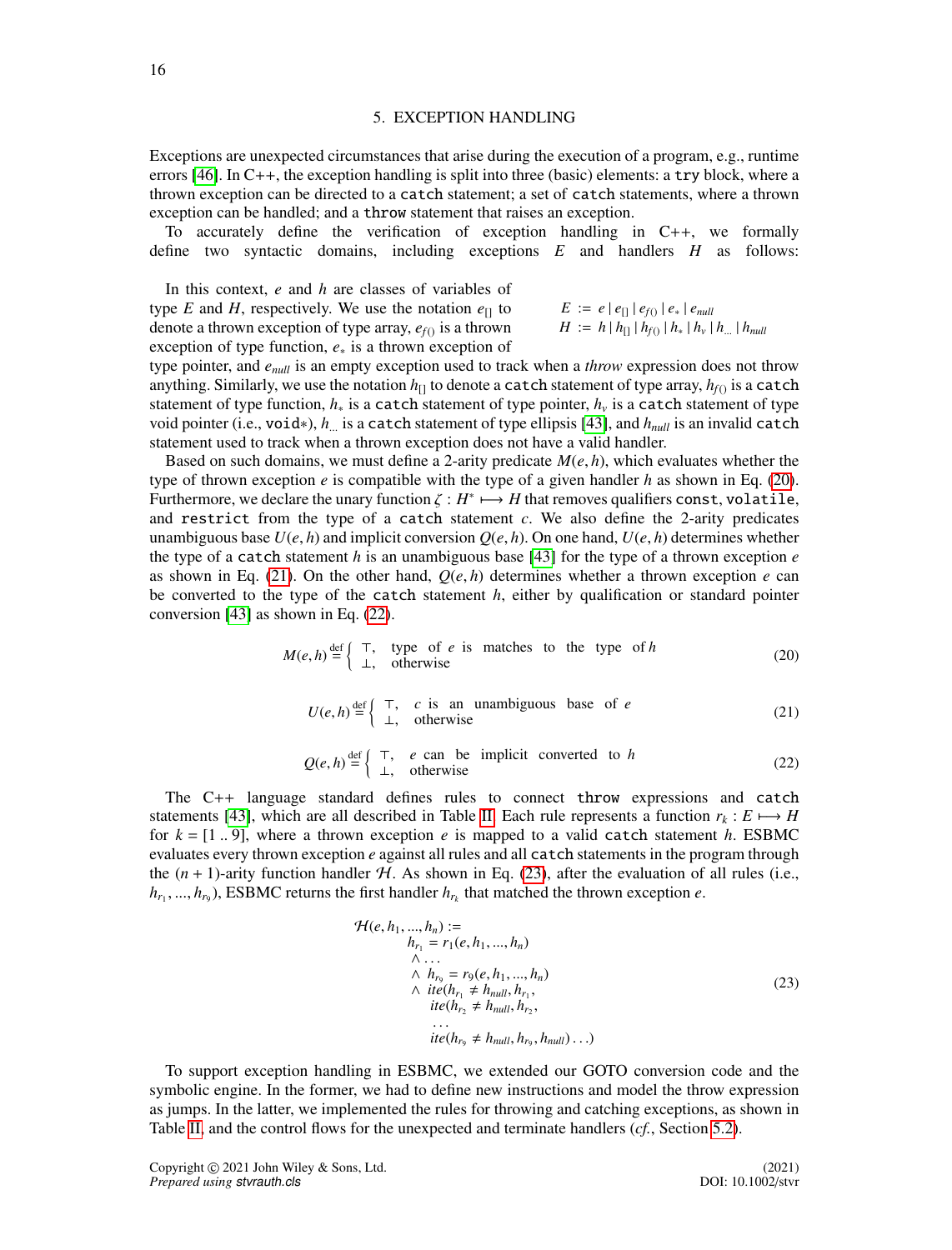## 5. EXCEPTION HANDLING

Exceptions are unexpected circumstances that arise during the execution of a program, e.g., runtime errors [46]. In C++, the exception handling is split into three (basic) elements: a `try` block, where a thrown exception can be directed to a `catch` statement; a set of `catch` statements, where a thrown exception can be handled; and a `throw` statement that raises an exception.

To accurately define the verification of exception handling in C++, we formally define two syntactic domains, including exceptions $E$ and handlers $H$ as follows:

$$E ::= e \mid e_{[]} \mid e_{f()} \mid e_{*} \mid e_{null}$$
$$H ::= h \mid h_{[]} \mid h_{f()} \mid h_{*} \mid h_{v} \mid h_{...} \mid h_{null}$$

In this context, $e$ and $h$ are classes of variables of type $E$ and $H$, respectively. We use the notation $e_{[]}$ to denote a thrown exception of type array, $e_{f()}$ is a thrown exception of type function, $e_{*}$ is a thrown exception of type pointer, and $e_{null}$ is an empty exception used to track when a *throw* expression does not throw anything. Similarly, we use the notation $h_{[]}$ to denote a `catch` statement of type array, $h_{f()}$ is a `catch` statement of type function, $h_{*}$ is a `catch` statement of type pointer, $h_{v}$ is a `catch` statement of type void pointer (i.e., `void*`), $h_{...}$ is a `catch` statement of type ellipsis [43], and $h_{null}$ is an invalid `catch` statement used to track when a thrown exception does not have a valid handler.

Based on such domains, we must define a 2-arity predicate $M(e, h)$, which evaluates whether the type of thrown exception $e$ is compatible with the type of a given handler $h$ as shown in Eq. (20). Furthermore, we declare the unary function $\zeta : H^{*} \longmapsto H$ that removes qualifiers `const`, `volatile`, and `restrict` from the type of a `catch` statement $c$. We also define the 2-arity predicates unambiguous base $U(e, h)$ and implicit conversion $Q(e, h)$. On one hand, $U(e, h)$ determines whether the type of a `catch` statement $h$ is an unambiguous base [43] for the type of a thrown exception $e$ as shown in Eq. (21). On the other hand, $Q(e, h)$ determines whether a thrown exception $e$ can be converted to the type of the `catch` statement $h$, either by qualification or standard pointer conversion [43] as shown in Eq. (22).

$$M(e,h) \overset{\text{def}}{=} \begin{cases} \top, & \text{type of } e \text{ is matches to the type of } h \\ \bot, & \text{otherwise} \end{cases} \tag{20}$$

$$U(e,h) \overset{\text{def}}{=} \begin{cases} \top, & c \text{ is an unambiguous base of } e \\ \bot, & \text{otherwise} \end{cases} \tag{21}$$

$$Q(e,h) \overset{\text{def}}{=} \begin{cases} \top, & e \text{ can be implicit converted to } h \\ \bot, & \text{otherwise} \end{cases} \tag{22}$$

The C++ language standard defines rules to connect `throw` expressions and `catch` statements [43], which are all described in Table II. Each rule represents a function $r_k : E \longmapsto H$ for $k = [1 .. 9]$, where a thrown exception $e$ is mapped to a valid `catch` statement $h$. ESBMC evaluates every thrown exception $e$ against all rules and all `catch` statements in the program through the $(n+1)$-arity function handler $\mathcal{H}$. As shown in Eq. (23), after the evaluation of all rules (i.e., $h_{r_1}, ..., h_{r_9}$), ESBMC returns the first handler $h_{r_k}$ that matched the thrown exception $e$.

$$\begin{aligned}
\mathcal{H}(e, h_1, ..., h_n) :=\; & \\
& h_{r_1} = r_1(e, h_1, ..., h_n) \\
& \wedge \ldots \\
& \wedge\ h_{r_9} = r_9(e, h_1, ..., h_n) \\
& \wedge\ ite(h_{r_1} \neq h_{null}, h_{r_1}, \\
& \quad ite(h_{r_2} \neq h_{null}, h_{r_2}, \\
& \quad \ldots \\
& \quad ite(h_{r_9} \neq h_{null}, h_{r_9}, h_{null}) \ldots)
\end{aligned} \tag{23}$$

To support exception handling in ESBMC, we extended our GOTO conversion code and the symbolic engine. In the former, we had to define new instructions and model the throw expression as jumps. In the latter, we implemented the rules for throwing and catching exceptions, as shown in Table II, and the control flows for the unexpected and terminate handlers (*cf.*, Section 5.2).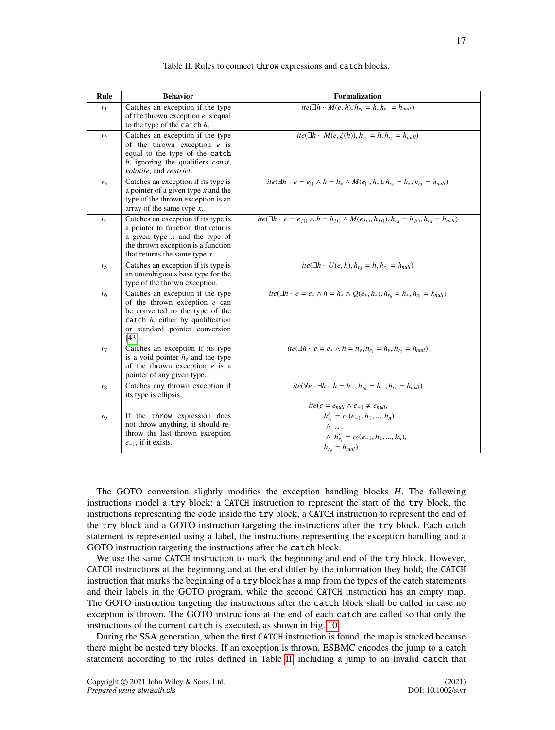Table II. Rules to connect `throw` expressions and `catch` blocks.

| Rule | Behavior | Formalization |
|---|---|---|
| $r_1$ | Catches an exception if the type of the thrown exception *e* is equal to the type of the `catch` *h*. | $ite(\exists h \cdot \ M(e, h), h_{r_1} = h, h_{r_1} = h_{null})$ |
| $r_2$ | Catches an exception if the type of the thrown exception *e* is equal to the type of the `catch` *h*, ignoring the qualifiers *const*, *volatile*, and *restrict*. | $ite(\exists h \cdot \ M(e, \zeta(h)), h_{r_2} = h, h_{r_2} = h_{null})$ |
| $r_3$ | Catches an exception if its type is a pointer of a given type *x* and the type of the thrown exception is an array of the same type *x*. | $ite(\exists h \cdot \ e = e_{[]} \land h = h_* \land M(e_{[]}, h_*), h_{r_3} = h_*, h_{r_3} = h_{null})$ |
| $r_4$ | Catches an exception if its type is a pointer to function that returns a given type *x* and the type of the thrown exception is a function that returns the same type *x*. | $ite(\exists h \cdot \ e = e_{f()} \land h = h_{f()} \land M(e_{f()}, h_{f()}), h_{r_4} = h_{f()}, h_{r_4} = h_{null})$ |
| $r_5$ | Catches an exception if its type is an unambiguous base type for the type of the thrown exception. | $ite(\exists h \cdot \ U(e, h), h_{r_5} = h, h_{r_5} = h_{null})$ |
| $r_6$ | Catches an exception if the type of the thrown exception *e* can be converted to the type of the `catch` *h*, either by qualification or standard pointer conversion [43]. | $ite(\exists h \cdot \ e = e_* \land h = h_* \land Q(e_*, h_*), h_{r_6} = h_*, h_{r_6} = h_{null})$ |
| $r_7$ | Catches an exception if its type is a void pointer $h_v$ and the type of the thrown exception *e* is a pointer of any given type. | $ite(\exists h \cdot \ e = e_* \land h = h_v, h_{r_7} = h_v, h_{r_7} = h_{null})$ |
| $r_8$ | Catches any thrown exception if its type is ellipsis. | $ite(\forall e \cdot \exists h \cdot \ h = h_{...}, h_{r_8} = h_{...}, h_{r_8} = h_{null})$ |
| $r_9$ | If the `throw` expression does not throw anything, it should re-throw the last thrown exception $e_{-1}$, if it exists. | $ite(e = e_{null} \land e_{-1} \neq e_{null},$ $h'_{r_1} = r_1(e_{-1}, h_1, ..., h_n)$ $\land \ \ldots$ $\land \ h'_{r_9} = r_9(e_{-1}, h_1, ..., h_n),$ $h_{r_9} = h_{null})$ |

The GOTO conversion slightly modifies the exception handling blocks *H*. The following instructions model a `try` block: a `CATCH` instruction to represent the start of the `try` block, the instructions representing the code inside the `try` block, a `CATCH` instruction to represent the end of the `try` block and a GOTO instruction targeting the instructions after the `try` block. Each catch statement is represented using a label, the instructions representing the exception handling and a GOTO instruction targeting the instructions after the `catch` block.

We use the same `CATCH` instruction to mark the beginning and end of the `try` block. However, `CATCH` instructions at the beginning and at the end differ by the information they hold; the `CATCH` instruction that marks the beginning of a `try` block has a map from the types of the catch statements and their labels in the GOTO program, while the second `CATCH` instruction has an empty map. The GOTO instruction targeting the instructions after the `catch` block shall be called in case no exception is thrown. The GOTO instructions at the end of each `catch` are called so that only the instructions of the current `catch` is executed, as shown in Fig. 10.

During the SSA generation, when the first `CATCH` instruction is found, the map is stacked because there might be nested `try` blocks. If an exception is thrown, ESBMC encodes the jump to a catch statement according to the rules defined in Table II, including a jump to an invalid `catch` that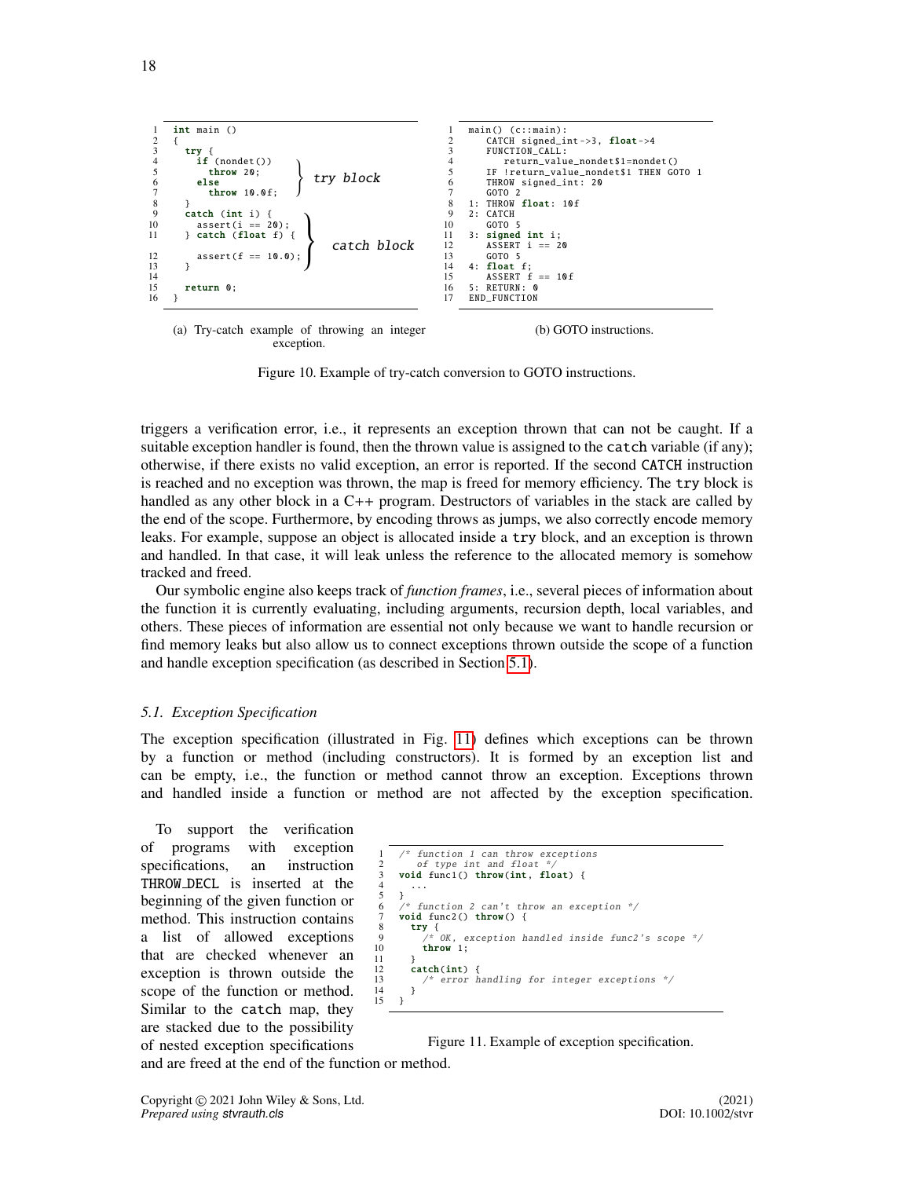```
1   int main ()
2   {
3     try {
4       if (nondet())
5         throw 20;
6       else
7         throw 10.0f;
8     }
9     catch (int i) {
10      assert(i == 20);
11    } catch (float f) {
12      assert(f == 10.0);
13    }
14
15    return 0;
16  }
```

(a) Try-catch example of throwing an integer exception.

```
1   main() (c::main):
2      CATCH signed_int->3, float->4
3      FUNCTION_CALL:
4         return_value_nondet$1=nondet()
5      IF !return_value_nondet$1 THEN GOTO 1
6      THROW signed_int: 20
7      GOTO 2
8   1: THROW float: 10f
9   2: CATCH
10     GOTO 5
11  3: signed int i;
12     ASSERT i == 20
13     GOTO 5
14  4: float f;
15     ASSERT f == 10f
16  5: RETURN: 0
17  END_FUNCTION
```

(b) GOTO instructions.

Figure 10. Example of try-catch conversion to GOTO instructions.

triggers a verification error, i.e., it represents an exception thrown that can not be caught. If a suitable exception handler is found, then the thrown value is assigned to the `catch` variable (if any); otherwise, if there exists no valid exception, an error is reported. If the second `CATCH` instruction is reached and no exception was thrown, the map is freed for memory efficiency. The `try` block is handled as any other block in a C++ program. Destructors of variables in the stack are called by the end of the scope. Furthermore, by encoding throws as jumps, we also correctly encode memory leaks. For example, suppose an object is allocated inside a `try` block, and an exception is thrown and handled. In that case, it will leak unless the reference to the allocated memory is somehow tracked and freed.

Our symbolic engine also keeps track of *function frames*, i.e., several pieces of information about the function it is currently evaluating, including arguments, recursion depth, local variables, and others. These pieces of information are essential not only because we want to handle recursion or find memory leaks but also allow us to connect exceptions thrown outside the scope of a function and handle exception specification (as described in Section 5.1).

### 5.1. Exception Specification

The exception specification (illustrated in Fig. 11) defines which exceptions can be thrown by a function or method (including constructors). It is formed by an exception list and can be empty, i.e., the function or method cannot throw an exception. Exceptions thrown and handled inside a function or method are not affected by the exception specification.

To support the verification of programs with exception specifications, an instruction THROW_DECL is inserted at the beginning of the given function or method. This instruction contains a list of allowed exceptions that are checked whenever an exception is thrown outside the scope of the function or method. Similar to the `catch` map, they are stacked due to the possibility of nested exception specifications and are freed at the end of the function or method.

```
1   /* function 1 can throw exceptions
2      of type int and float */
3   void func1() throw(int, float) {
4     ...
5   }
6   /* function 2 can't throw an exception */
7   void func2() throw() {
8     try {
9       /* OK, exception handled inside func2's scope */
10      throw 1;
11    }
12    catch(int) {
13      /* error handling for integer exceptions */
14    }
15  }
```

Figure 11. Example of exception specification.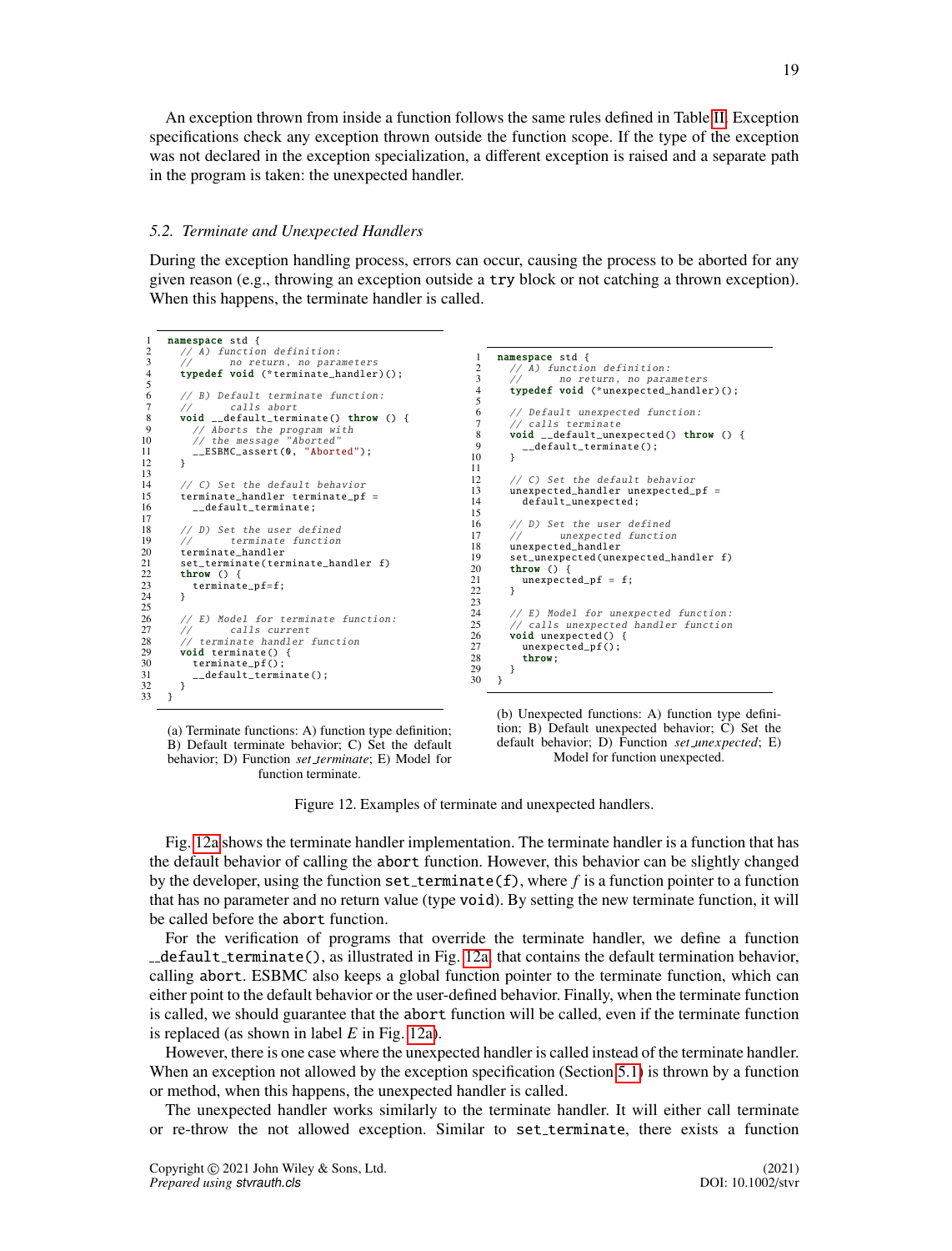An exception thrown from inside a function follows the same rules defined in Table II. Exception specifications check any exception thrown outside the function scope. If the type of the exception was not declared in the exception specialization, a different exception is raised and a separate path in the program is taken: the unexpected handler.

### 5.2. Terminate and Unexpected Handlers

During the exception handling process, errors can occur, causing the process to be aborted for any given reason (e.g., throwing an exception outside a `try` block or not catching a thrown exception). When this happens, the terminate handler is called.

```
1  namespace std {
2    // A) function definition:
3    //      no return, no parameters
4    typedef void (*terminate_handler)();
5
6    // B) Default terminate function:
7    //      calls abort
8    void __default_terminate() throw () {
9      // Aborts the program with
10     // the message "Aborted"
11     __ESBMC_assert(0, "Aborted");
12   }
13
14   // C) Set the default behavior
15   terminate_handler terminate_pf =
16     __default_terminate;
17
18   // D) Set the user defined
19   //      terminate function
20   terminate_handler
21   set_terminate(terminate_handler f)
22   throw () {
23     terminate_pf=f;
24   }
25
26   // E) Model for terminate function:
27   //      calls current
28   // terminate handler function
29   void terminate() {
30     terminate_pf();
31     __default_terminate();
32   }
33 }
```

(a) Terminate functions: A) function type definition; B) Default terminate behavior; C) Set the default behavior; D) Function *set_terminate*; E) Model for function terminate.

```
1  namespace std {
2    // A) function definition:
3    //      no return, no parameters
4    typedef void (*unexpected_handler)();
5
6    // Default unexpected function:
7    // calls terminate
8    void __default_unexpected() throw () {
9      __default_terminate();
10   }
11
12   // C) Set the default behavior
13   unexpected_handler unexpected_pf =
14     default_unexpected;
15
16   // D) Set the user defined
17   //      unexpected function
18   unexpected_handler
19   set_unexpected(unexpected_handler f)
20   throw () {
21     unexpected_pf = f;
22   }
23
24   // E) Model for unexpected function:
25   // calls unexpected handler function
26   void unexpected() {
27     unexpected_pf();
28     throw;
29   }
30 }
```

(b) Unexpected functions: A) function type definition; B) Default unexpected behavior; C) Set the default behavior; D) Function *set_unexpected*; E) Model for function unexpected.

Figure 12. Examples of terminate and unexpected handlers.

Fig. 12a shows the terminate handler implementation. The terminate handler is a function that has the default behavior of calling the `abort` function. However, this behavior can be slightly changed by the developer, using the function `set_terminate(f)`, where $f$ is a function pointer to a function that has no parameter and no return value (type `void`). By setting the new terminate function, it will be called before the `abort` function.

For the verification of programs that override the terminate handler, we define a function `__default_terminate()`, as illustrated in Fig. 12a, that contains the default termination behavior, calling `abort`. ESBMC also keeps a global function pointer to the terminate function, which can either point to the default behavior or the user-defined behavior. Finally, when the terminate function is called, we should guarantee that the `abort` function will be called, even if the terminate function is replaced (as shown in label $E$ in Fig. 12a).

However, there is one case where the unexpected handler is called instead of the terminate handler. When an exception not allowed by the exception specification (Section 5.1) is thrown by a function or method, when this happens, the unexpected handler is called.

The unexpected handler works similarly to the terminate handler. It will either call terminate or re-throw the not allowed exception. Similar to `set_terminate`, there exists a function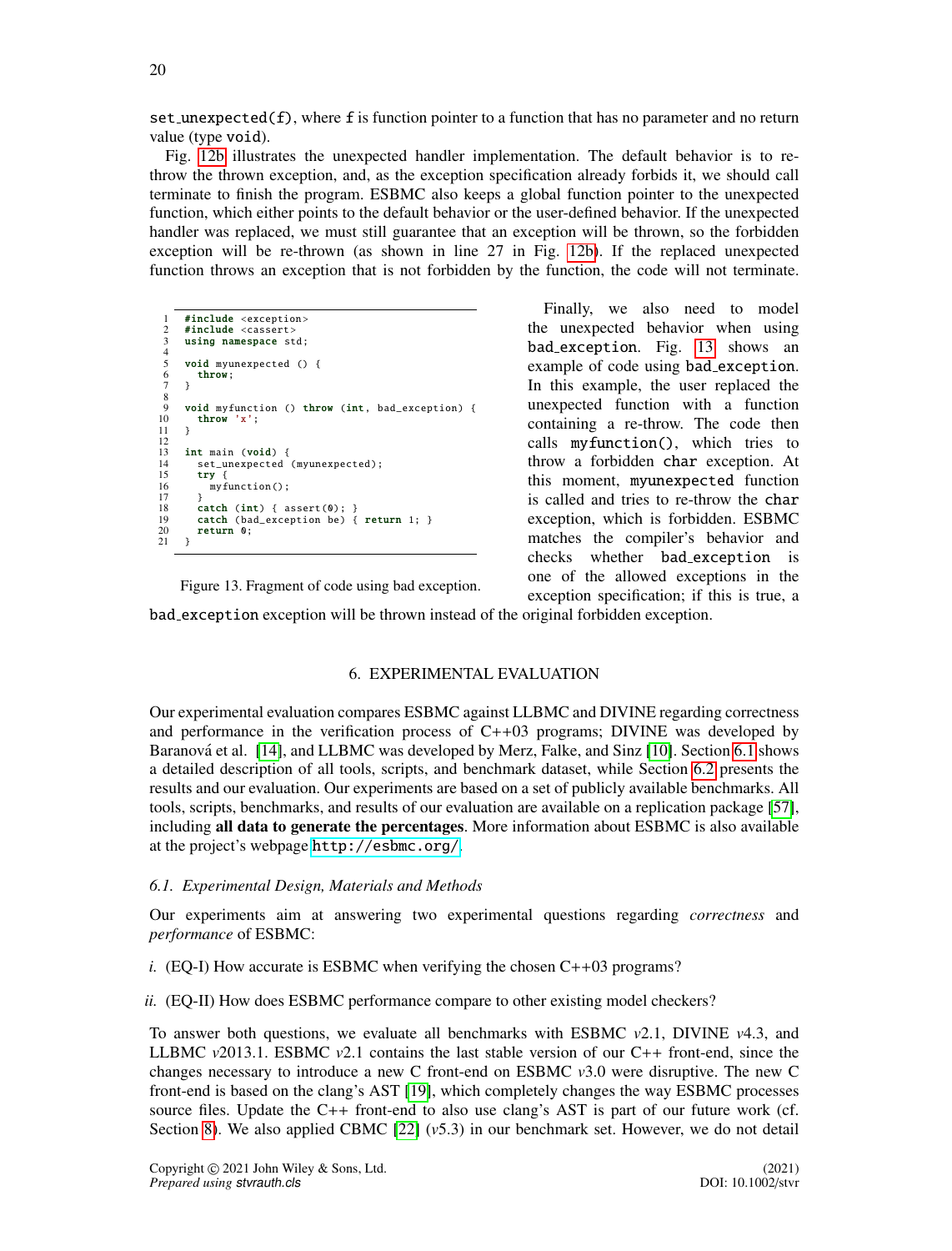set_unexpected(f), where f is function pointer to a function that has no parameter and no return value (type void).

Fig. 12b illustrates the unexpected handler implementation. The default behavior is to re-throw the thrown exception, and, as the exception specification already forbids it, we should call terminate to finish the program. ESBMC also keeps a global function pointer to the unexpected function, which either points to the default behavior or the user-defined behavior. If the unexpected handler was replaced, we must still guarantee that an exception will be thrown, so the forbidden exception will be re-thrown (as shown in line 27 in Fig. 12b). If the replaced unexpected function throws an exception that is not forbidden by the function, the code will not terminate.

```
1  #include <exception>
2  #include <cassert>
3  using namespace std;
4
5  void myunexpected () {
6    throw;
7  }
8
9  void myfunction () throw (int, bad_exception) {
10   throw 'x';
11 }
12
13 int main (void) {
14   set_unexpected (myunexpected);
15   try {
16     myfunction();
17   }
18   catch (int) { assert(0); }
19   catch (bad_exception be) { return 1; }
20   return 0;
21 }
```

Figure 13. Fragment of code using bad exception.

Finally, we also need to model the unexpected behavior when using bad_exception. Fig. 13 shows an example of code using bad_exception. In this example, the user replaced the unexpected function with a function containing a re-throw. The code then calls myfunction(), which tries to throw a forbidden char exception. At this moment, myunexpected function is called and tries to re-throw the char exception, which is forbidden. ESBMC matches the compiler's behavior and checks whether bad_exception is one of the allowed exceptions in the exception specification; if this is true, a bad_exception exception will be thrown instead of the original forbidden exception.

## 6. EXPERIMENTAL EVALUATION

Our experimental evaluation compares ESBMC against LLBMC and DIVINE regarding correctness and performance in the verification process of C++03 programs; DIVINE was developed by Baranová et al. [14], and LLBMC was developed by Merz, Falke, and Sinz [10]. Section 6.1 shows a detailed description of all tools, scripts, and benchmark dataset, while Section 6.2 presents the results and our evaluation. Our experiments are based on a set of publicly available benchmarks. All tools, scripts, benchmarks, and results of our evaluation are available on a replication package [57], including **all data to generate the percentages**. More information about ESBMC is also available at the project's webpage http://esbmc.org/.

### 6.1. Experimental Design, Materials and Methods

Our experiments aim at answering two experimental questions regarding *correctness* and *performance* of ESBMC:

*i.* (EQ-I) How accurate is ESBMC when verifying the chosen C++03 programs?

*ii.* (EQ-II) How does ESBMC performance compare to other existing model checkers?

To answer both questions, we evaluate all benchmarks with ESBMC *v*2.1, DIVINE *v*4.3, and LLBMC *v*2013.1. ESBMC *v*2.1 contains the last stable version of our C++ front-end, since the changes necessary to introduce a new C front-end on ESBMC *v*3.0 were disruptive. The new C front-end is based on the clang's AST [19], which completely changes the way ESBMC processes source files. Update the C++ front-end to also use clang's AST is part of our future work (cf. Section 8). We also applied CBMC [22] (*v*5.3) in our benchmark set. However, we do not detail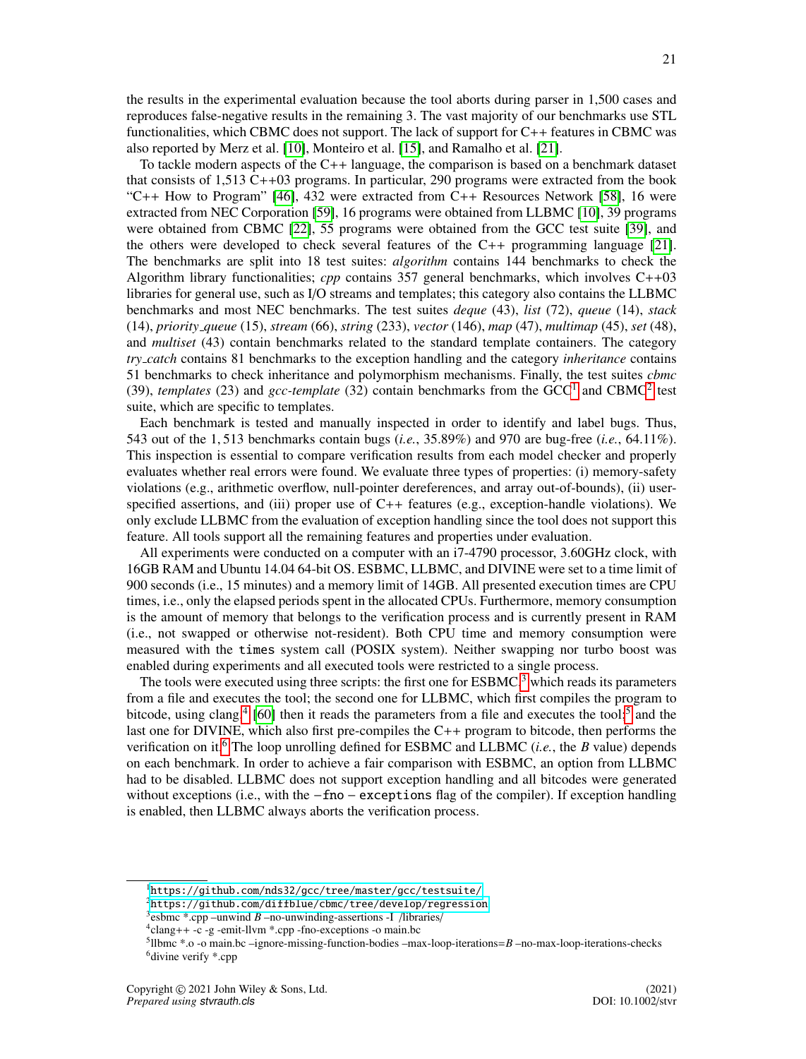the results in the experimental evaluation because the tool aborts during parser in 1,500 cases and reproduces false-negative results in the remaining 3. The vast majority of our benchmarks use STL functionalities, which CBMC does not support. The lack of support for C++ features in CBMC was also reported by Merz et al. [10], Monteiro et al. [15], and Ramalho et al. [21].

To tackle modern aspects of the C++ language, the comparison is based on a benchmark dataset that consists of 1,513 C++03 programs. In particular, 290 programs were extracted from the book "C++ How to Program" [46], 432 were extracted from C++ Resources Network [58], 16 were extracted from NEC Corporation [59], 16 programs were obtained from LLBMC [10], 39 programs were obtained from CBMC [22], 55 programs were obtained from the GCC test suite [39], and the others were developed to check several features of the C++ programming language [21]. The benchmarks are split into 18 test suites: *algorithm* contains 144 benchmarks to check the Algorithm library functionalities; *cpp* contains 357 general benchmarks, which involves C++03 libraries for general use, such as I/O streams and templates; this category also contains the LLBMC benchmarks and most NEC benchmarks. The test suites *deque* (43), *list* (72), *queue* (14), *stack* (14), *priority_queue* (15), *stream* (66), *string* (233), *vector* (146), *map* (47), *multimap* (45), *set* (48), and *multiset* (43) contain benchmarks related to the standard template containers. The category *try_catch* contains 81 benchmarks to the exception handling and the category *inheritance* contains 51 benchmarks to check inheritance and polymorphism mechanisms. Finally, the test suites *cbmc* (39), *templates* (23) and *gcc-template* (32) contain benchmarks from the GCC[1] and CBMC[2] test suite, which are specific to templates.

Each benchmark is tested and manually inspected in order to identify and label bugs. Thus, 543 out of the 1,513 benchmarks contain bugs (*i.e.*, 35.89%) and 970 are bug-free (*i.e.*, 64.11%). This inspection is essential to compare verification results from each model checker and properly evaluates whether real errors were found. We evaluate three types of properties: (i) memory-safety violations (e.g., arithmetic overflow, null-pointer dereferences, and array out-of-bounds), (ii) user-specified assertions, and (iii) proper use of C++ features (e.g., exception-handle violations). We only exclude LLBMC from the evaluation of exception handling since the tool does not support this feature. All tools support all the remaining features and properties under evaluation.

All experiments were conducted on a computer with an i7-4790 processor, 3.60GHz clock, with 16GB RAM and Ubuntu 14.04 64-bit OS. ESBMC, LLBMC, and DIVINE were set to a time limit of 900 seconds (i.e., 15 minutes) and a memory limit of 14GB. All presented execution times are CPU times, i.e., only the elapsed periods spent in the allocated CPUs. Furthermore, memory consumption is the amount of memory that belongs to the verification process and is currently present in RAM (i.e., not swapped or otherwise not-resident). Both CPU time and memory consumption were measured with the `times` system call (POSIX system). Neither swapping nor turbo boost was enabled during experiments and all executed tools were restricted to a single process.

The tools were executed using three scripts: the first one for ESBMC,[3] which reads its parameters from a file and executes the tool; the second one for LLBMC, which first compiles the program to bitcode, using clang[4] [60] then it reads the parameters from a file and executes the tool;[5] and the last one for DIVINE, which also first pre-compiles the C++ program to bitcode, then performs the verification on it.[6] The loop unrolling defined for ESBMC and LLBMC (*i.e.*, the $B$ value) depends on each benchmark. In order to achieve a fair comparison with ESBMC, an option from LLBMC had to be disabled. LLBMC does not support exception handling and all bitcodes were generated without exceptions (i.e., with the `-fno-exceptions` flag of the compiler). If exception handling is enabled, then LLBMC always aborts the verification process.

---

[1] https://github.com/nds32/gcc/tree/master/gcc/testsuite/

[2] https://github.com/diffblue/cbmc/tree/develop/regression

[3] esbmc *.cpp –unwind $B$ –no-unwinding-assertions -I /libraries/

[4] clang++ -c -g -emit-llvm *.cpp -fno-exceptions -o main.bc

[5] llbmc *.o -o main.bc –ignore-missing-function-bodies –max-loop-iterations=$B$ –no-max-loop-iterations-checks

[6] divine verify *.cpp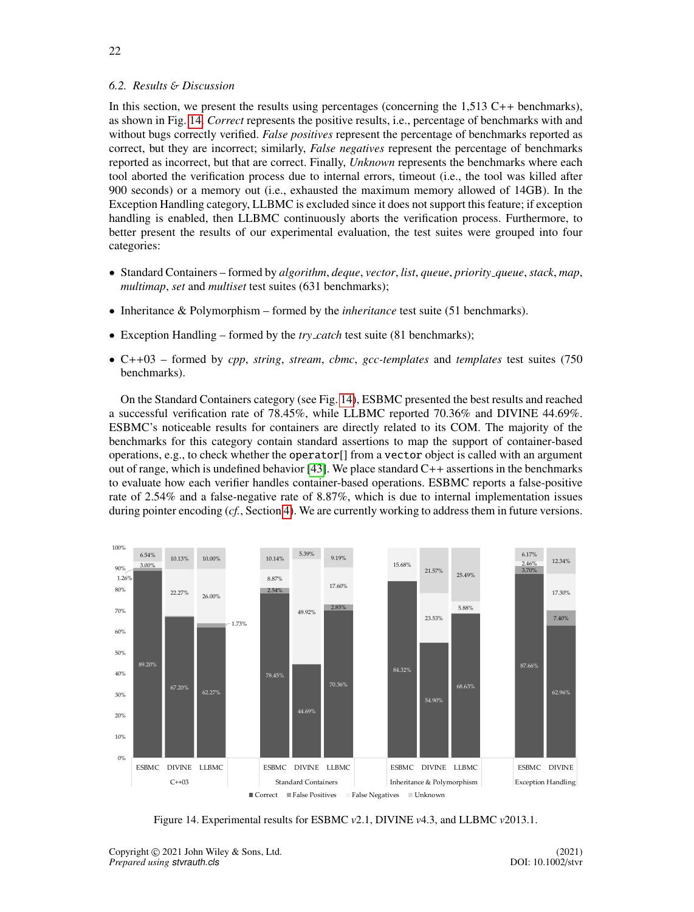### 6.2. Results & Discussion

In this section, we present the results using percentages (concerning the 1,513 C++ benchmarks), as shown in Fig. 14. *Correct* represents the positive results, i.e., percentage of benchmarks with and without bugs correctly verified. *False positives* represent the percentage of benchmarks reported as correct, but they are incorrect; similarly, *False negatives* represent the percentage of benchmarks reported as incorrect, but that are correct. Finally, *Unknown* represents the benchmarks where each tool aborted the verification process due to internal errors, timeout (i.e., the tool was killed after 900 seconds) or a memory out (i.e., exhausted the maximum memory allowed of 14GB). In the Exception Handling category, LLBMC is excluded since it does not support this feature; if exception handling is enabled, then LLBMC continuously aborts the verification process. Furthermore, to better present the results of our experimental evaluation, the test suites were grouped into four categories:

- Standard Containers – formed by *algorithm*, *deque*, *vector*, *list*, *queue*, *priority_queue*, *stack*, *map*, *multimap*, *set* and *multiset* test suites (631 benchmarks);
- Inheritance & Polymorphism – formed by the *inheritance* test suite (51 benchmarks).
- Exception Handling – formed by the *try_catch* test suite (81 benchmarks);
- C++03 – formed by *cpp*, *string*, *stream*, *cbmc*, *gcc-templates* and *templates* test suites (750 benchmarks).

On the Standard Containers category (see Fig. 14), ESBMC presented the best results and reached a successful verification rate of 78.45%, while LLBMC reported 70.36% and DIVINE 44.69%. ESBMC's noticeable results for containers are directly related to its COM. The majority of the benchmarks for this category contain standard assertions to map the support of container-based operations, e.g., to check whether the `operator[]` from a `vector` object is called with an argument out of range, which is undefined behavior [43]. We place standard C++ assertions in the benchmarks to evaluate how each verifier handles container-based operations. ESBMC reports a false-positive rate of 2.54% and a false-negative rate of 8.87%, which is due to internal implementation issues during pointer encoding (*cf.*, Section 4). We are currently working to address them in future versions.

| Category | Tool | Correct | False Positives | False Negatives | Unknown |
|---|---|---|---|---|---|
| C++03 | ESBMC | 89.20% | 1.26% | 3.00% | 6.54% |
| C++03 | DIVINE | 67.20% | | 22.27% | 10.13% |
| C++03 | LLBMC | 62.27% | 1.73% | 26.00% | 10.00% |
| Standard Containers | ESBMC | 78.45% | 2.54% | 8.87% | 10.14% |
| Standard Containers | DIVINE | 44.69% | | 49.92% | 5.39% |
| Standard Containers | LLBMC | 70.36% | 2.85% | 17.60% | 9.19% |
| Inheritance & Polymorphism | ESBMC | 84.32% | | | 15.68% |
| Inheritance & Polymorphism | DIVINE | 54.90% | | 23.53% | 21.57% |
| Inheritance & Polymorphism | LLBMC | 68.63% | | 5.88% | 25.49% |
| Exception Handling | ESBMC | 87.66% | 3.70% | 2.46% | 6.17% |
| Exception Handling | DIVINE | 62.96% | 7.40% | 17.30% | 12.34% |

Figure 14. Experimental results for ESBMC *v*2.1, DIVINE *v*4.3, and LLBMC *v*2013.1.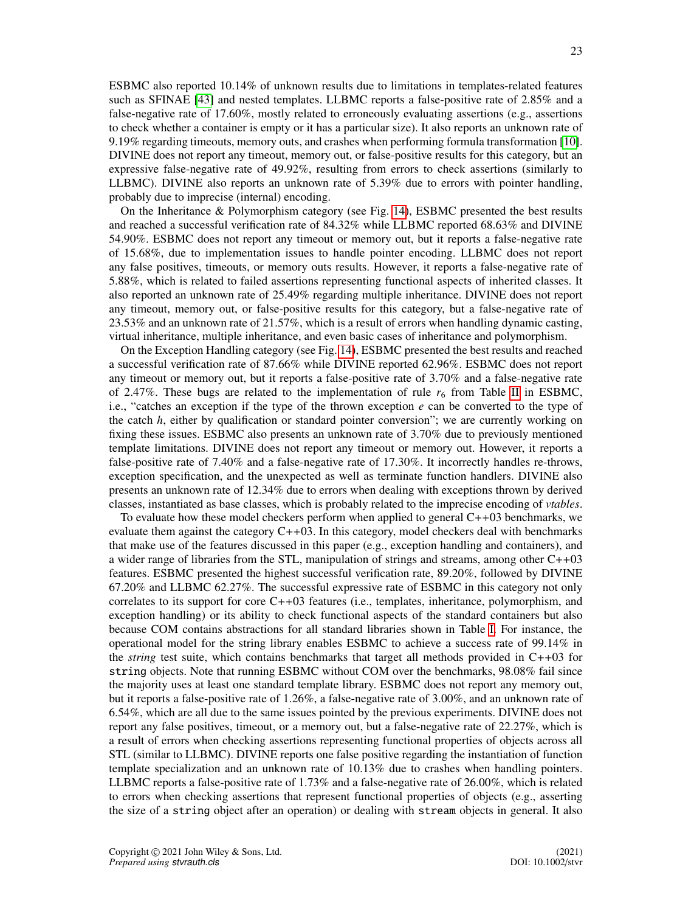ESBMC also reported 10.14% of unknown results due to limitations in templates-related features such as SFINAE [43] and nested templates. LLBMC reports a false-positive rate of 2.85% and a false-negative rate of 17.60%, mostly related to erroneously evaluating assertions (e.g., assertions to check whether a container is empty or it has a particular size). It also reports an unknown rate of 9.19% regarding timeouts, memory outs, and crashes when performing formula transformation [10]. DIVINE does not report any timeout, memory out, or false-positive results for this category, but an expressive false-negative rate of 49.92%, resulting from errors to check assertions (similarly to LLBMC). DIVINE also reports an unknown rate of 5.39% due to errors with pointer handling, probably due to imprecise (internal) encoding.

On the Inheritance & Polymorphism category (see Fig. 14), ESBMC presented the best results and reached a successful verification rate of 84.32% while LLBMC reported 68.63% and DIVINE 54.90%. ESBMC does not report any timeout or memory out, but it reports a false-negative rate of 15.68%, due to implementation issues to handle pointer encoding. LLBMC does not report any false positives, timeouts, or memory outs results. However, it reports a false-negative rate of 5.88%, which is related to failed assertions representing functional aspects of inherited classes. It also reported an unknown rate of 25.49% regarding multiple inheritance. DIVINE does not report any timeout, memory out, or false-positive results for this category, but a false-negative rate of 23.53% and an unknown rate of 21.57%, which is a result of errors when handling dynamic casting, virtual inheritance, multiple inheritance, and even basic cases of inheritance and polymorphism.

On the Exception Handling category (see Fig. 14), ESBMC presented the best results and reached a successful verification rate of 87.66% while DIVINE reported 62.96%. ESBMC does not report any timeout or memory out, but it reports a false-positive rate of 3.70% and a false-negative rate of 2.47%. These bugs are related to the implementation of rule $r_6$ from Table II in ESBMC, i.e., "catches an exception if the type of the thrown exception $e$ can be converted to the type of the catch $h$, either by qualification or standard pointer conversion"; we are currently working on fixing these issues. ESBMC also presents an unknown rate of 3.70% due to previously mentioned template limitations. DIVINE does not report any timeout or memory out. However, it reports a false-positive rate of 7.40% and a false-negative rate of 17.30%. It incorrectly handles re-throws, exception specification, and the unexpected as well as terminate function handlers. DIVINE also presents an unknown rate of 12.34% due to errors when dealing with exceptions thrown by derived classes, instantiated as base classes, which is probably related to the imprecise encoding of *vtables*.

To evaluate how these model checkers perform when applied to general C++03 benchmarks, we evaluate them against the category C++03. In this category, model checkers deal with benchmarks that make use of the features discussed in this paper (e.g., exception handling and containers), and a wider range of libraries from the STL, manipulation of strings and streams, among other C++03 features. ESBMC presented the highest successful verification rate, 89.20%, followed by DIVINE 67.20% and LLBMC 62.27%. The successful expressive rate of ESBMC in this category not only correlates to its support for core C++03 features (i.e., templates, inheritance, polymorphism, and exception handling) or its ability to check functional aspects of the standard containers but also because COM contains abstractions for all standard libraries shown in Table I. For instance, the operational model for the string library enables ESBMC to achieve a success rate of 99.14% in the *string* test suite, which contains benchmarks that target all methods provided in C++03 for `string` objects. Note that running ESBMC without COM over the benchmarks, 98.08% fail since the majority uses at least one standard template library. ESBMC does not report any memory out, but it reports a false-positive rate of 1.26%, a false-negative rate of 3.00%, and an unknown rate of 6.54%, which are all due to the same issues pointed by the previous experiments. DIVINE does not report any false positives, timeout, or a memory out, but a false-negative rate of 22.27%, which is a result of errors when checking assertions representing functional properties of objects across all STL (similar to LLBMC). DIVINE reports one false positive regarding the instantiation of function template specialization and an unknown rate of 10.13% due to crashes when handling pointers. LLBMC reports a false-positive rate of 1.73% and a false-negative rate of 26.00%, which is related to errors when checking assertions that represent functional properties of objects (e.g., asserting the size of a `string` object after an operation) or dealing with `stream` objects in general. It also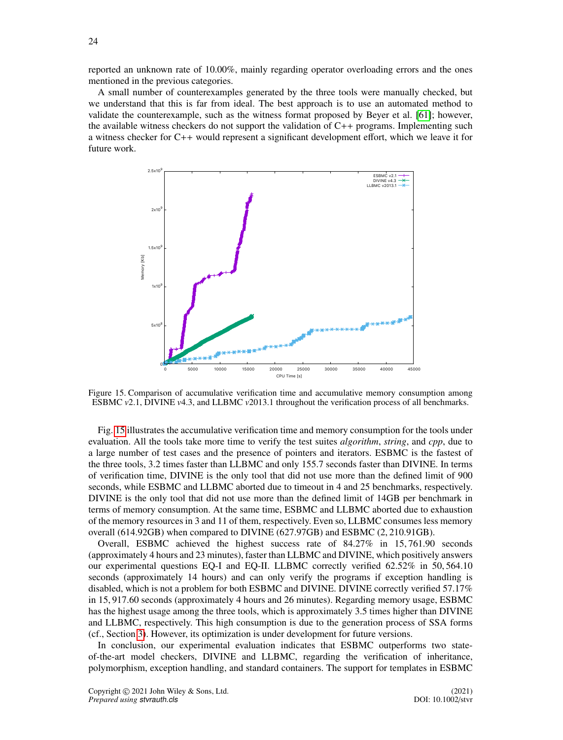reported an unknown rate of 10.00%, mainly regarding operator overloading errors and the ones mentioned in the previous categories.

A small number of counterexamples generated by the three tools were manually checked, but we understand that this is far from ideal. The best approach is to use an automated method to validate the counterexample, such as the witness format proposed by Beyer et al. [61]; however, the available witness checkers do not support the validation of C++ programs. Implementing such a witness checker for C++ would represent a significant development effort, which we leave it for future work.

Figure 15. Comparison of accumulative verification time and accumulative memory consumption among ESBMC *v*2.1, DIVINE *v*4.3, and LLBMC *v*2013.1 throughout the verification process of all benchmarks.

Fig. 15 illustrates the accumulative verification time and memory consumption for the tools under evaluation. All the tools take more time to verify the test suites *algorithm*, *string*, and *cpp*, due to a large number of test cases and the presence of pointers and iterators. ESBMC is the fastest of the three tools, 3.2 times faster than LLBMC and only 155.7 seconds faster than DIVINE. In terms of verification time, DIVINE is the only tool that did not use more than the defined limit of 900 seconds, while ESBMC and LLBMC aborted due to timeout in 4 and 25 benchmarks, respectively. DIVINE is the only tool that did not use more than the defined limit of 14GB per benchmark in terms of memory consumption. At the same time, ESBMC and LLBMC aborted due to exhaustion of the memory resources in 3 and 11 of them, respectively. Even so, LLBMC consumes less memory overall (614.92GB) when compared to DIVINE (627.97GB) and ESBMC (2,210.91GB).

Overall, ESBMC achieved the highest success rate of 84.27% in 15,761.90 seconds (approximately 4 hours and 23 minutes), faster than LLBMC and DIVINE, which positively answers our experimental questions EQ-I and EQ-II. LLBMC correctly verified 62.52% in 50,564.10 seconds (approximately 14 hours) and can only verify the programs if exception handling is disabled, which is not a problem for both ESBMC and DIVINE. DIVINE correctly verified 57.17% in 15,917.60 seconds (approximately 4 hours and 26 minutes). Regarding memory usage, ESBMC has the highest usage among the three tools, which is approximately 3.5 times higher than DIVINE and LLBMC, respectively. This high consumption is due to the generation process of SSA forms (cf., Section 3). However, its optimization is under development for future versions.

In conclusion, our experimental evaluation indicates that ESBMC outperforms two state-of-the-art model checkers, DIVINE and LLBMC, regarding the verification of inheritance, polymorphism, exception handling, and standard containers. The support for templates in ESBMC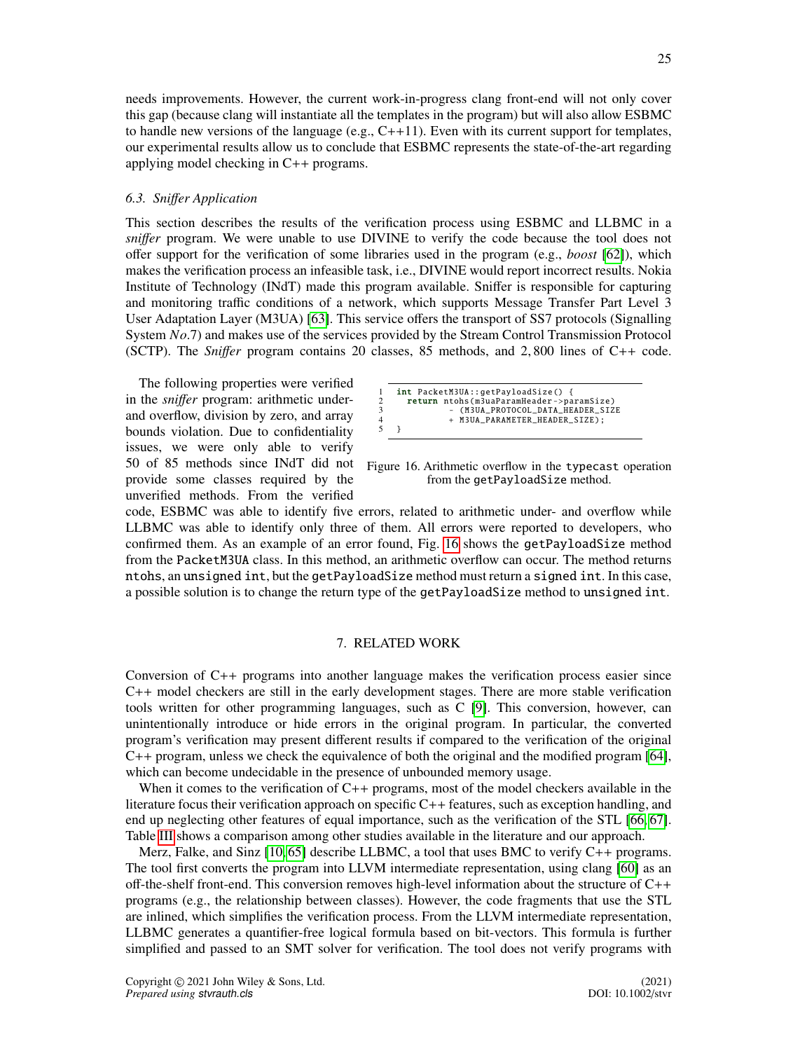needs improvements. However, the current work-in-progress clang front-end will not only cover this gap (because clang will instantiate all the templates in the program) but will also allow ESBMC to handle new versions of the language (e.g., C++11). Even with its current support for templates, our experimental results allow us to conclude that ESBMC represents the state-of-the-art regarding applying model checking in C++ programs.

### *6.3. Sniffer Application*

This section describes the results of the verification process using ESBMC and LLBMC in a *sniffer* program. We were unable to use DIVINE to verify the code because the tool does not offer support for the verification of some libraries used in the program (e.g., *boost* [62]), which makes the verification process an infeasible task, i.e., DIVINE would report incorrect results. Nokia Institute of Technology (INdT) made this program available. Sniffer is responsible for capturing and monitoring traffic conditions of a network, which supports Message Transfer Part Level 3 User Adaptation Layer (M3UA) [63]. This service offers the transport of SS7 protocols (Signalling System *No*.7) and makes use of the services provided by the Stream Control Transmission Protocol (SCTP). The *Sniffer* program contains 20 classes, 85 methods, and 2,800 lines of C++ code.

The following properties were verified in the *sniffer* program: arithmetic under- and overflow, division by zero, and array bounds violation. Due to confidentiality issues, we were only able to verify 50 of 85 methods since INdT did not provide some classes required by the unverified methods. From the verified code, ESBMC was able to identify five errors, related to arithmetic under- and overflow while LLBMC was able to identify only three of them. All errors were reported to developers, who confirmed them. As an example of an error found, Fig. 16 shows the `getPayloadSize` method from the `PacketM3UA` class. In this method, an arithmetic overflow can occur. The method returns `ntohs`, an `unsigned int`, but the `getPayloadSize` method must return a `signed int`. In this case, a possible solution is to change the return type of the `getPayloadSize` method to `unsigned int`.

```
1  int PacketM3UA::getPayloadSize() {
2    return ntohs(m3uaParamHeader->paramSize)
3            - (M3UA_PROTOCOL_DATA_HEADER_SIZE
4            + M3UA_PARAMETER_HEADER_SIZE);
5  }
```

Figure 16. Arithmetic overflow in the `typecast` operation from the `getPayloadSize` method.

## 7. RELATED WORK

Conversion of C++ programs into another language makes the verification process easier since C++ model checkers are still in the early development stages. There are more stable verification tools written for other programming languages, such as C [9]. This conversion, however, can unintentionally introduce or hide errors in the original program. In particular, the converted program's verification may present different results if compared to the verification of the original C++ program, unless we check the equivalence of both the original and the modified program [64], which can become undecidable in the presence of unbounded memory usage.

When it comes to the verification of C++ programs, most of the model checkers available in the literature focus their verification approach on specific C++ features, such as exception handling, and end up neglecting other features of equal importance, such as the verification of the STL [66, 67]. Table III shows a comparison among other studies available in the literature and our approach.

Merz, Falke, and Sinz [10, 65] describe LLBMC, a tool that uses BMC to verify C++ programs. The tool first converts the program into LLVM intermediate representation, using clang [60] as an off-the-shelf front-end. This conversion removes high-level information about the structure of C++ programs (e.g., the relationship between classes). However, the code fragments that use the STL are inlined, which simplifies the verification process. From the LLVM intermediate representation, LLBMC generates a quantifier-free logical formula based on bit-vectors. This formula is further simplified and passed to an SMT solver for verification. The tool does not verify programs with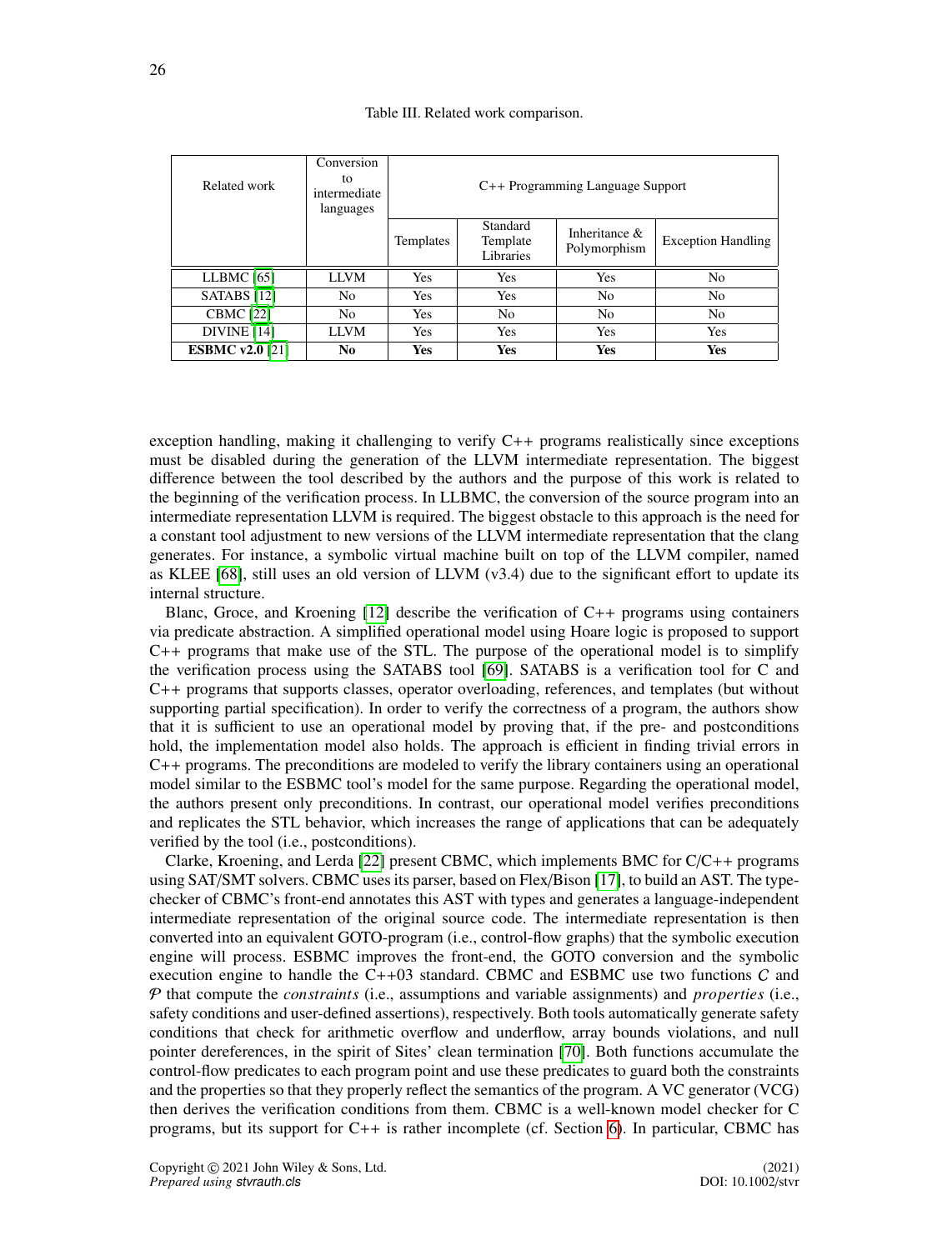Table III. Related work comparison.

| Related work | Conversion to intermediate languages | C++ Programming Language Support | | | |
|---|---|---|---|---|---|
| | | Templates | Standard Template Libraries | Inheritance & Polymorphism | Exception Handling |
| LLBMC [65] | LLVM | Yes | Yes | Yes | No |
| SATABS [12] | No | Yes | Yes | No | No |
| CBMC [22] | No | Yes | No | No | No |
| DIVINE [14] | LLVM | Yes | Yes | Yes | Yes |
| **ESBMC v2.0** [21] | **No** | **Yes** | **Yes** | **Yes** | **Yes** |

exception handling, making it challenging to verify C++ programs realistically since exceptions must be disabled during the generation of the LLVM intermediate representation. The biggest difference between the tool described by the authors and the purpose of this work is related to the beginning of the verification process. In LLBMC, the conversion of the source program into an intermediate representation LLVM is required. The biggest obstacle to this approach is the need for a constant tool adjustment to new versions of the LLVM intermediate representation that the clang generates. For instance, a symbolic virtual machine built on top of the LLVM compiler, named as KLEE [68], still uses an old version of LLVM (v3.4) due to the significant effort to update its internal structure.

Blanc, Groce, and Kroening [12] describe the verification of C++ programs using containers via predicate abstraction. A simplified operational model using Hoare logic is proposed to support C++ programs that make use of the STL. The purpose of the operational model is to simplify the verification process using the SATABS tool [69]. SATABS is a verification tool for C and C++ programs that supports classes, operator overloading, references, and templates (but without supporting partial specification). In order to verify the correctness of a program, the authors show that it is sufficient to use an operational model by proving that, if the pre- and postconditions hold, the implementation model also holds. The approach is efficient in finding trivial errors in C++ programs. The preconditions are modeled to verify the library containers using an operational model similar to the ESBMC tool's model for the same purpose. Regarding the operational model, the authors present only preconditions. In contrast, our operational model verifies preconditions and replicates the STL behavior, which increases the range of applications that can be adequately verified by the tool (i.e., postconditions).

Clarke, Kroening, and Lerda [22] present CBMC, which implements BMC for C/C++ programs using SAT/SMT solvers. CBMC uses its parser, based on Flex/Bison [17], to build an AST. The type-checker of CBMC's front-end annotates this AST with types and generates a language-independent intermediate representation of the original source code. The intermediate representation is then converted into an equivalent GOTO-program (i.e., control-flow graphs) that the symbolic execution engine will process. ESBMC improves the front-end, the GOTO conversion and the symbolic execution engine to handle the C++03 standard. CBMC and ESBMC use two functions $\mathcal{C}$ and $\mathcal{P}$ that compute the *constraints* (i.e., assumptions and variable assignments) and *properties* (i.e., safety conditions and user-defined assertions), respectively. Both tools automatically generate safety conditions that check for arithmetic overflow and underflow, array bounds violations, and null pointer dereferences, in the spirit of Sites' clean termination [70]. Both functions accumulate the control-flow predicates to each program point and use these predicates to guard both the constraints and the properties so that they properly reflect the semantics of the program. A VC generator (VCG) then derives the verification conditions from them. CBMC is a well-known model checker for C programs, but its support for C++ is rather incomplete (cf. Section 6). In particular, CBMC has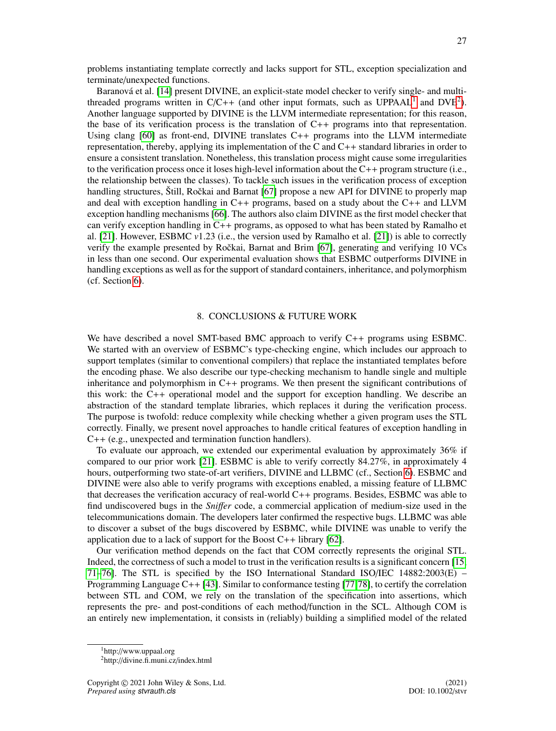problems instantiating template correctly and lacks support for STL, exception specialization and terminate/unexpected functions.

Baranová et al. [14] present DIVINE, an explicit-state model checker to verify single- and multi-threaded programs written in C/C++ (and other input formats, such as UPPAAL[1] and DVE[2]). Another language supported by DIVINE is the LLVM intermediate representation; for this reason, the base of its verification process is the translation of C++ programs into that representation. Using clang [60] as front-end, DIVINE translates C++ programs into the LLVM intermediate representation, thereby, applying its implementation of the C and C++ standard libraries in order to ensure a consistent translation. Nonetheless, this translation process might cause some irregularities to the verification process once it loses high-level information about the C++ program structure (i.e., the relationship between the classes). To tackle such issues in the verification process of exception handling structures, Štill, Ročkai and Barnat [67] propose a new API for DIVINE to properly map and deal with exception handling in C++ programs, based on a study about the C++ and LLVM exception handling mechanisms [66]. The authors also claim DIVINE as the first model checker that can verify exception handling in C++ programs, as opposed to what has been stated by Ramalho et al. [21]. However, ESBMC *v*1.23 (i.e., the version used by Ramalho et al. [21]) is able to correctly verify the example presented by Ročkai, Barnat and Brim [67], generating and verifying 10 VCs in less than one second. Our experimental evaluation shows that ESBMC outperforms DIVINE in handling exceptions as well as for the support of standard containers, inheritance, and polymorphism (cf. Section 6).

## 8. CONCLUSIONS & FUTURE WORK

We have described a novel SMT-based BMC approach to verify C++ programs using ESBMC. We started with an overview of ESBMC's type-checking engine, which includes our approach to support templates (similar to conventional compilers) that replace the instantiated templates before the encoding phase. We also describe our type-checking mechanism to handle single and multiple inheritance and polymorphism in C++ programs. We then present the significant contributions of this work: the C++ operational model and the support for exception handling. We describe an abstraction of the standard template libraries, which replaces it during the verification process. The purpose is twofold: reduce complexity while checking whether a given program uses the STL correctly. Finally, we present novel approaches to handle critical features of exception handling in C++ (e.g., unexpected and termination function handlers).

To evaluate our approach, we extended our experimental evaluation by approximately 36% if compared to our prior work [21]. ESBMC is able to verify correctly 84.27%, in approximately 4 hours, outperforming two state-of-art verifiers, DIVINE and LLBMC (cf., Section 6). ESBMC and DIVINE were also able to verify programs with exceptions enabled, a missing feature of LLBMC that decreases the verification accuracy of real-world C++ programs. Besides, ESBMC was able to find undiscovered bugs in the *Sniffer* code, a commercial application of medium-size used in the telecommunications domain. The developers later confirmed the respective bugs. LLBMC was able to discover a subset of the bugs discovered by ESBMC, while DIVINE was unable to verify the application due to a lack of support for the Boost C++ library [62].

Our verification method depends on the fact that COM correctly represents the original STL. Indeed, the correctness of such a model to trust in the verification results is a significant concern [15, 71–76]. The STL is specified by the ISO International Standard ISO/IEC 14882:2003(E) – Programming Language C++ [43]. Similar to conformance testing [77, 78], to certify the correlation between STL and COM, we rely on the translation of the specification into assertions, which represents the pre- and post-conditions of each method/function in the SCL. Although COM is an entirely new implementation, it consists in (reliably) building a simplified model of the related

[1] http://www.uppaal.org
[2] http://divine.fi.muni.cz/index.html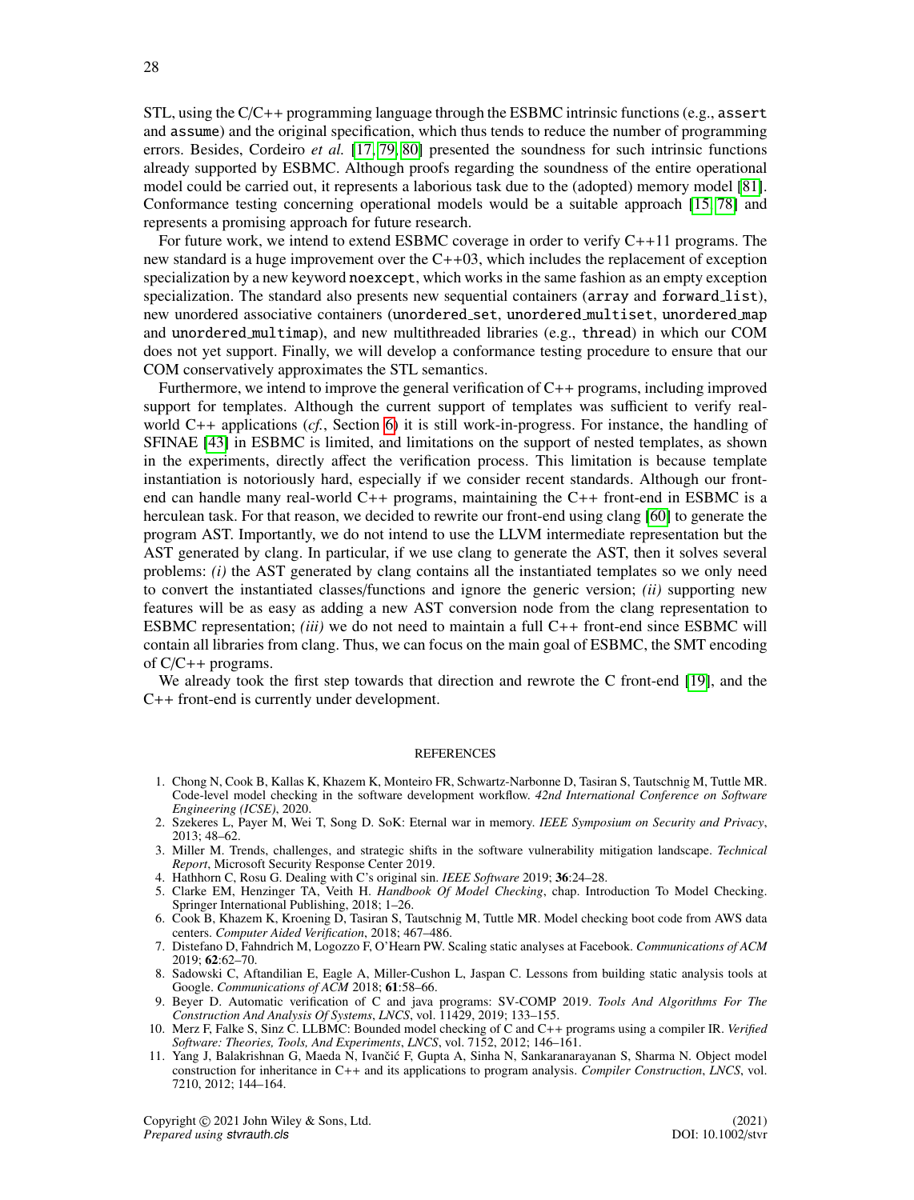STL, using the C/C++ programming language through the ESBMC intrinsic functions (e.g., `assert` and `assume`) and the original specification, which thus tends to reduce the number of programming errors. Besides, Cordeiro *et al.* [17, 79, 80] presented the soundness for such intrinsic functions already supported by ESBMC. Although proofs regarding the soundness of the entire operational model could be carried out, it represents a laborious task due to the (adopted) memory model [81]. Conformance testing concerning operational models would be a suitable approach [15, 78] and represents a promising approach for future research.

For future work, we intend to extend ESBMC coverage in order to verify C++11 programs. The new standard is a huge improvement over the C++03, which includes the replacement of exception specialization by a new keyword `noexcept`, which works in the same fashion as an empty exception specialization. The standard also presents new sequential containers (`array` and `forward_list`), new unordered associative containers (`unordered_set`, `unordered_multiset`, `unordered_map` and `unordered_multimap`), and new multithreaded libraries (e.g., `thread`) in which our COM does not yet support. Finally, we will develop a conformance testing procedure to ensure that our COM conservatively approximates the STL semantics.

Furthermore, we intend to improve the general verification of C++ programs, including improved support for templates. Although the current support of templates was sufficient to verify real-world C++ applications (*cf.*, Section 6) it is still work-in-progress. For instance, the handling of SFINAE [43] in ESBMC is limited, and limitations on the support of nested templates, as shown in the experiments, directly affect the verification process. This limitation is because template instantiation is notoriously hard, especially if we consider recent standards. Although our front-end can handle many real-world C++ programs, maintaining the C++ front-end in ESBMC is a herculean task. For that reason, we decided to rewrite our front-end using clang [60] to generate the program AST. Importantly, we do not intend to use the LLVM intermediate representation but the AST generated by clang. In particular, if we use clang to generate the AST, then it solves several problems: *(i)* the AST generated by clang contains all the instantiated templates so we only need to convert the instantiated classes/functions and ignore the generic version; *(ii)* supporting new features will be as easy as adding a new AST conversion node from the clang representation to ESBMC representation; *(iii)* we do not need to maintain a full C++ front-end since ESBMC will contain all libraries from clang. Thus, we can focus on the main goal of ESBMC, the SMT encoding of C/C++ programs.

We already took the first step towards that direction and rewrote the C front-end [19], and the C++ front-end is currently under development.

## REFERENCES

1. Chong N, Cook B, Kallas K, Khazem K, Monteiro FR, Schwartz-Narbonne D, Tasiran S, Tautschnig M, Tuttle MR. Code-level model checking in the software development workflow. *42nd International Conference on Software Engineering (ICSE)*, 2020.
2. Szekeres L, Payer M, Wei T, Song D. SoK: Eternal war in memory. *IEEE Symposium on Security and Privacy*, 2013; 48–62.
3. Miller M. Trends, challenges, and strategic shifts in the software vulnerability mitigation landscape. *Technical Report*, Microsoft Security Response Center 2019.
4. Hathhorn C, Rosu G. Dealing with C's original sin. *IEEE Software* 2019; **36**:24–28.
5. Clarke EM, Henzinger TA, Veith H. *Handbook Of Model Checking*, chap. Introduction To Model Checking. Springer International Publishing, 2018; 1–26.
6. Cook B, Khazem K, Kroening D, Tasiran S, Tautschnig M, Tuttle MR. Model checking boot code from AWS data centers. *Computer Aided Verification*, 2018; 467–486.
7. Distefano D, Fahndrich M, Logozzo F, O'Hearn PW. Scaling static analyses at Facebook. *Communications of ACM* 2019; **62**:62–70.
8. Sadowski C, Aftandilian E, Eagle A, Miller-Cushon L, Jaspan C. Lessons from building static analysis tools at Google. *Communications of ACM* 2018; **61**:58–66.
9. Beyer D. Automatic verification of C and java programs: SV-COMP 2019. *Tools And Algorithms For The Construction And Analysis Of Systems*, *LNCS*, vol. 11429, 2019; 133–155.
10. Merz F, Falke S, Sinz C. LLBMC: Bounded model checking of C and C++ programs using a compiler IR. *Verified Software: Theories, Tools, And Experiments*, *LNCS*, vol. 7152, 2012; 146–161.
11. Yang J, Balakrishnan G, Maeda N, Ivančić F, Gupta A, Sinha N, Sankaranarayanan S, Sharma N. Object model construction for inheritance in C++ and its applications to program analysis. *Compiler Construction*, *LNCS*, vol. 7210, 2012; 144–164.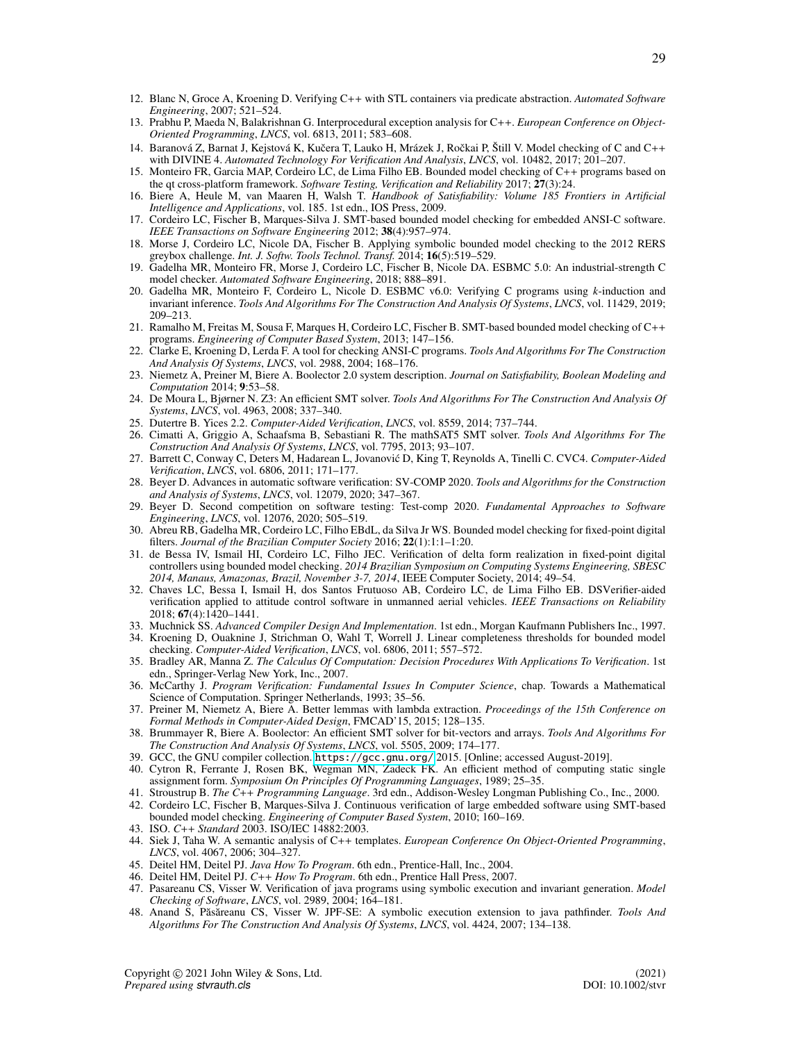12. Blanc N, Groce A, Kroening D. Verifying C++ with STL containers via predicate abstraction. *Automated Software Engineering*, 2007; 521–524.
13. Prabhu P, Maeda N, Balakrishnan G. Interprocedural exception analysis for C++. *European Conference on Object-Oriented Programming*, *LNCS*, vol. 6813, 2011; 583–608.
14. Baranová Z, Barnat J, Kejstová K, Kučera T, Lauko H, Mrázek J, Ročkai P, Štill V. Model checking of C and C++ with DIVINE 4. *Automated Technology For Verification And Analysis*, *LNCS*, vol. 10482, 2017; 201–207.
15. Monteiro FR, Garcia MAP, Cordeiro LC, de Lima Filho EB. Bounded model checking of C++ programs based on the qt cross-platform framework. *Software Testing, Verification and Reliability* 2017; **27**(3):24.
16. Biere A, Heule M, van Maaren H, Walsh T. *Handbook of Satisfiability: Volume 185 Frontiers in Artificial Intelligence and Applications*, vol. 185. 1st edn., IOS Press, 2009.
17. Cordeiro LC, Fischer B, Marques-Silva J. SMT-based bounded model checking for embedded ANSI-C software. *IEEE Transactions on Software Engineering* 2012; **38**(4):957–974.
18. Morse J, Cordeiro LC, Nicole DA, Fischer B. Applying symbolic bounded model checking to the 2012 RERS greybox challenge. *Int. J. Softw. Tools Technol. Transf.* 2014; **16**(5):519–529.
19. Gadelha MR, Monteiro FR, Morse J, Cordeiro LC, Fischer B, Nicole DA. ESBMC 5.0: An industrial-strength C model checker. *Automated Software Engineering*, 2018; 888–891.
20. Gadelha MR, Monteiro F, Cordeiro L, Nicole D. ESBMC v6.0: Verifying C programs using *k*-induction and invariant inference. *Tools And Algorithms For The Construction And Analysis Of Systems*, *LNCS*, vol. 11429, 2019; 209–213.
21. Ramalho M, Freitas M, Sousa F, Marques H, Cordeiro LC, Fischer B. SMT-based bounded model checking of C++ programs. *Engineering of Computer Based System*, 2013; 147–156.
22. Clarke E, Kroening D, Lerda F. A tool for checking ANSI-C programs. *Tools And Algorithms For The Construction And Analysis Of Systems*, *LNCS*, vol. 2988, 2004; 168–176.
23. Niemetz A, Preiner M, Biere A. Boolector 2.0 system description. *Journal on Satisfiability, Boolean Modeling and Computation* 2014; **9**:53–58.
24. De Moura L, Bjørner N. Z3: An efficient SMT solver. *Tools And Algorithms For The Construction And Analysis Of Systems*, *LNCS*, vol. 4963, 2008; 337–340.
25. Dutertre B. Yices 2.2. *Computer-Aided Verification*, *LNCS*, vol. 8559, 2014; 737–744.
26. Cimatti A, Griggio A, Schaafsma B, Sebastiani R. The mathSAT5 SMT solver. *Tools And Algorithms For The Construction And Analysis Of Systems*, *LNCS*, vol. 7795, 2013; 93–107.
27. Barrett C, Conway C, Deters M, Hadarean L, Jovanović D, King T, Reynolds A, Tinelli C. CVC4. *Computer-Aided Verification*, *LNCS*, vol. 6806, 2011; 171–177.
28. Beyer D. Advances in automatic software verification: SV-COMP 2020. *Tools and Algorithms for the Construction and Analysis of Systems*, *LNCS*, vol. 12079, 2020; 347–367.
29. Beyer D. Second competition on software testing: Test-comp 2020. *Fundamental Approaches to Software Engineering*, *LNCS*, vol. 12076, 2020; 505–519.
30. Abreu RB, Gadelha MR, Cordeiro LC, Filho EBdL, da Silva Jr WS. Bounded model checking for fixed-point digital filters. *Journal of the Brazilian Computer Society* 2016; **22**(1):1:1–1:20.
31. de Bessa IV, Ismail HI, Cordeiro LC, Filho JEC. Verification of delta form realization in fixed-point digital controllers using bounded model checking. *2014 Brazilian Symposium on Computing Systems Engineering, SBESC 2014, Manaus, Amazonas, Brazil, November 3-7, 2014*, IEEE Computer Society, 2014; 49–54.
32. Chaves LC, Bessa I, Ismail H, dos Santos Frutuoso AB, Cordeiro LC, de Lima Filho EB. DSVerifier-aided verification applied to attitude control software in unmanned aerial vehicles. *IEEE Transactions on Reliability* 2018; **67**(4):1420–1441.
33. Muchnick SS. *Advanced Compiler Design And Implementation*. 1st edn., Morgan Kaufmann Publishers Inc., 1997.
34. Kroening D, Ouaknine J, Strichman O, Wahl T, Worrell J. Linear completeness thresholds for bounded model checking. *Computer-Aided Verification*, *LNCS*, vol. 6806, 2011; 557–572.
35. Bradley AR, Manna Z. *The Calculus Of Computation: Decision Procedures With Applications To Verification*. 1st edn., Springer-Verlag New York, Inc., 2007.
36. McCarthy J. *Program Verification: Fundamental Issues In Computer Science*, chap. Towards a Mathematical Science of Computation. Springer Netherlands, 1993; 35–56.
37. Preiner M, Niemetz A, Biere A. Better lemmas with lambda extraction. *Proceedings of the 15th Conference on Formal Methods in Computer-Aided Design*, FMCAD'15, 2015; 128–135.
38. Brummayer R, Biere A. Boolector: An efficient SMT solver for bit-vectors and arrays. *Tools And Algorithms For The Construction And Analysis Of Systems*, *LNCS*, vol. 5505, 2009; 174–177.
39. GCC, the GNU compiler collection. https://gcc.gnu.org/ 2015. [Online; accessed August-2019].
40. Cytron R, Ferrante J, Rosen BK, Wegman MN, Zadeck FK. An efficient method of computing static single assignment form. *Symposium On Principles Of Programming Languages*, 1989; 25–35.
41. Stroustrup B. *The C++ Programming Language*. 3rd edn., Addison-Wesley Longman Publishing Co., Inc., 2000.
42. Cordeiro LC, Fischer B, Marques-Silva J. Continuous verification of large embedded software using SMT-based bounded model checking. *Engineering of Computer Based System*, 2010; 160–169.
43. ISO. *C++ Standard* 2003. ISO/IEC 14882:2003.
44. Siek J, Taha W. A semantic analysis of C++ templates. *European Conference On Object-Oriented Programming*, *LNCS*, vol. 4067, 2006; 304–327.
45. Deitel HM, Deitel PJ. *Java How To Program*. 6th edn., Prentice-Hall, Inc., 2004.
46. Deitel HM, Deitel PJ. *C++ How To Program*. 6th edn., Prentice Hall Press, 2007.
47. Pasareanu CS, Visser W. Verification of java programs using symbolic execution and invariant generation. *Model Checking of Software*, *LNCS*, vol. 2989, 2004; 164–181.
48. Anand S, Păsăreanu CS, Visser W. JPF-SE: A symbolic execution extension to java pathfinder. *Tools And Algorithms For The Construction And Analysis Of Systems*, *LNCS*, vol. 4424, 2007; 134–138.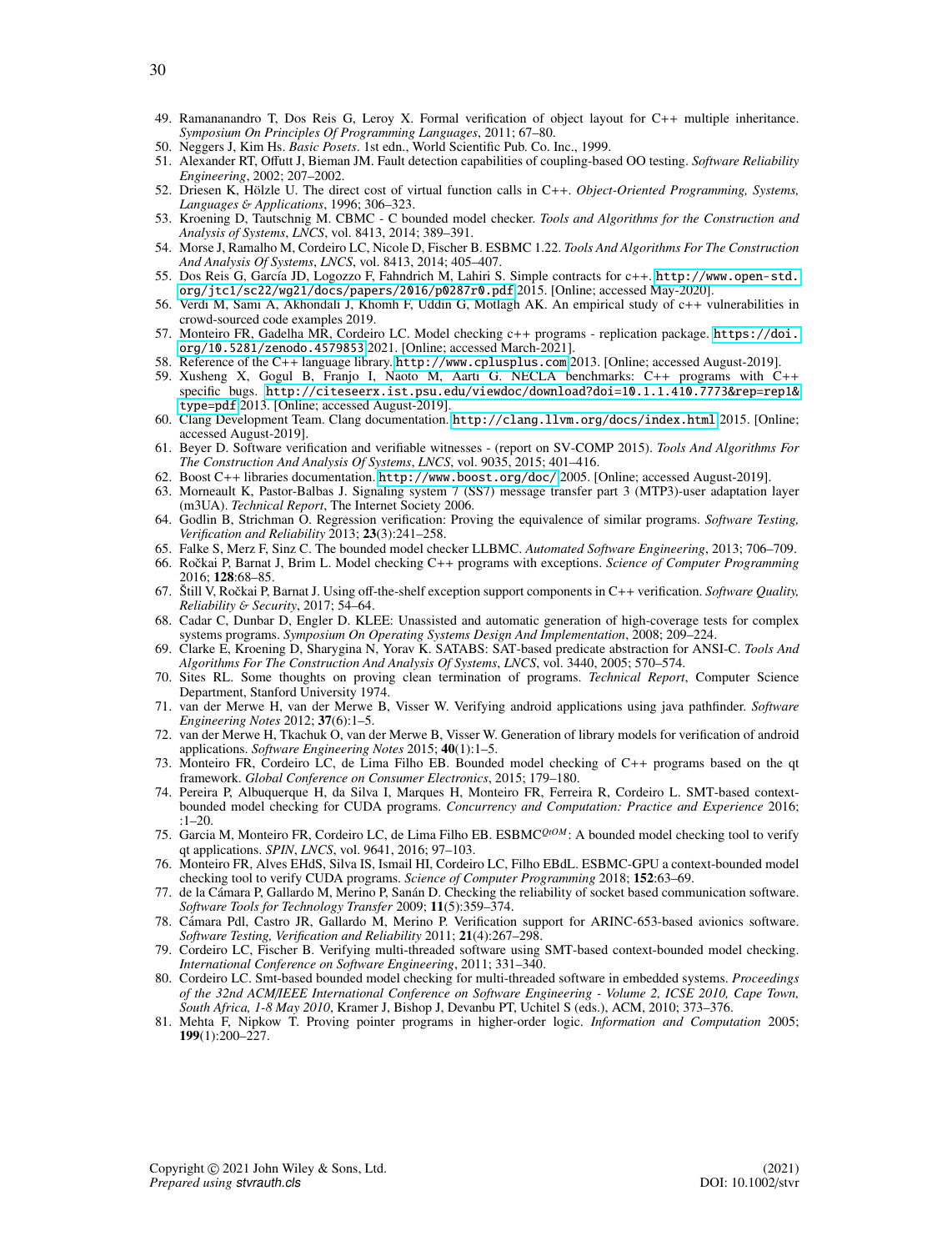49. Ramananandro T, Dos Reis G, Leroy X. Formal verification of object layout for C++ multiple inheritance. *Symposium On Principles Of Programming Languages*, 2011; 67–80.
50. Neggers J, Kim Hs. *Basic Posets*. 1st edn., World Scientific Pub. Co. Inc., 1999.
51. Alexander RT, Offutt J, Bieman JM. Fault detection capabilities of coupling-based OO testing. *Software Reliability Engineering*, 2002; 207–2002.
52. Driesen K, Hölzle U. The direct cost of virtual function calls in C++. *Object-Oriented Programming, Systems, Languages & Applications*, 1996; 306–323.
53. Kroening D, Tautschnig M. CBMC - C bounded model checker. *Tools and Algorithms for the Construction and Analysis of Systems*, *LNCS*, vol. 8413, 2014; 389–391.
54. Morse J, Ramalho M, Cordeiro LC, Nicole D, Fischer B. ESBMC 1.22. *Tools And Algorithms For The Construction And Analysis Of Systems*, *LNCS*, vol. 8413, 2014; 405–407.
55. Dos Reis G, García JD, Logozzo F, Fahndrich M, Lahiri S. Simple contracts for c++. http://www.open-std.org/jtc1/sc22/wg21/docs/papers/2016/p0287r0.pdf 2015. [Online; accessed May-2020].
56. Verdi M, Sami A, Akhondali J, Khomh F, Uddin G, Motlagh AK. An empirical study of c++ vulnerabilities in crowd-sourced code examples 2019.
57. Monteiro FR, Gadelha MR, Cordeiro LC. Model checking c++ programs - replication package. https://doi.org/10.5281/zenodo.4579853 2021. [Online; accessed March-2021].
58. Reference of the C++ language library. http://www.cplusplus.com 2013. [Online; accessed August-2019].
59. Xusheng X, Gogul B, Franjo I, Naoto M, Aarti G. NECLA benchmarks: C++ programs with C++ specific bugs. http://citeseerx.ist.psu.edu/viewdoc/download?doi=10.1.1.410.7773&rep=rep1&type=pdf 2013. [Online; accessed August-2019].
60. Clang Development Team. Clang documentation. http://clang.llvm.org/docs/index.html 2015. [Online; accessed August-2019].
61. Beyer D. Software verification and verifiable witnesses - (report on SV-COMP 2015). *Tools And Algorithms For The Construction And Analysis Of Systems*, *LNCS*, vol. 9035, 2015; 401–416.
62. Boost C++ libraries documentation. http://www.boost.org/doc/ 2005. [Online; accessed August-2019].
63. Morneault K, Pastor-Balbas J. Signaling system 7 (SS7) message transfer part 3 (MTP3)-user adaptation layer (m3UA). *Technical Report*, The Internet Society 2006.
64. Godlin B, Strichman O. Regression verification: Proving the equivalence of similar programs. *Software Testing, Verification and Reliability* 2013; **23**(3):241–258.
65. Falke S, Merz F, Sinz C. The bounded model checker LLBMC. *Automated Software Engineering*, 2013; 706–709.
66. Ročkai P, Barnat J, Brim L. Model checking C++ programs with exceptions. *Science of Computer Programming* 2016; **128**:68–85.
67. Štill V, Ročkai P, Barnat J. Using off-the-shelf exception support components in C++ verification. *Software Quality, Reliability & Security*, 2017; 54–64.
68. Cadar C, Dunbar D, Engler D. KLEE: Unassisted and automatic generation of high-coverage tests for complex systems programs. *Symposium On Operating Systems Design And Implementation*, 2008; 209–224.
69. Clarke E, Kroening D, Sharygina N, Yorav K. SATABS: SAT-based predicate abstraction for ANSI-C. *Tools And Algorithms For The Construction And Analysis Of Systems*, *LNCS*, vol. 3440, 2005; 570–574.
70. Sites RL. Some thoughts on proving clean termination of programs. *Technical Report*, Computer Science Department, Stanford University 1974.
71. van der Merwe H, van der Merwe B, Visser W. Verifying android applications using java pathfinder. *Software Engineering Notes* 2012; **37**(6):1–5.
72. van der Merwe H, Tkachuk O, van der Merwe B, Visser W. Generation of library models for verification of android applications. *Software Engineering Notes* 2015; **40**(1):1–5.
73. Monteiro FR, Cordeiro LC, de Lima Filho EB. Bounded model checking of C++ programs based on the qt framework. *Global Conference on Consumer Electronics*, 2015; 179–180.
74. Pereira P, Albuquerque H, da Silva I, Marques H, Monteiro FR, Ferreira R, Cordeiro L. SMT-based context-bounded model checking for CUDA programs. *Concurrency and Computation: Practice and Experience* 2016; :1–20.
75. Garcia M, Monteiro FR, Cordeiro LC, de Lima Filho EB. ESBMC$^{QtOM}$: A bounded model checking tool to verify qt applications. *SPIN*, *LNCS*, vol. 9641, 2016; 97–103.
76. Monteiro FR, Alves EHdS, Silva IS, Ismail HI, Cordeiro LC, Filho EBdL. ESBMC-GPU a context-bounded model checking tool to verify CUDA programs. *Science of Computer Programming* 2018; **152**:63–69.
77. de la Cámara P, Gallardo M, Merino P, Sanán D. Checking the reliability of socket based communication software. *Software Tools for Technology Transfer* 2009; **11**(5):359–374.
78. Cámara Pdl, Castro JR, Gallardo M, Merino P. Verification support for ARINC-653-based avionics software. *Software Testing, Verification and Reliability* 2011; **21**(4):267–298.
79. Cordeiro LC, Fischer B. Verifying multi-threaded software using SMT-based context-bounded model checking. *International Conference on Software Engineering*, 2011; 331–340.
80. Cordeiro LC. Smt-based bounded model checking for multi-threaded software in embedded systems. *Proceedings of the 32nd ACM/IEEE International Conference on Software Engineering - Volume 2, ICSE 2010, Cape Town, South Africa, 1-8 May 2010*, Kramer J, Bishop J, Devanbu PT, Uchitel S (eds.), ACM, 2010; 373–376.
81. Mehta F, Nipkow T. Proving pointer programs in higher-order logic. *Information and Computation* 2005; **199**(1):200–227.